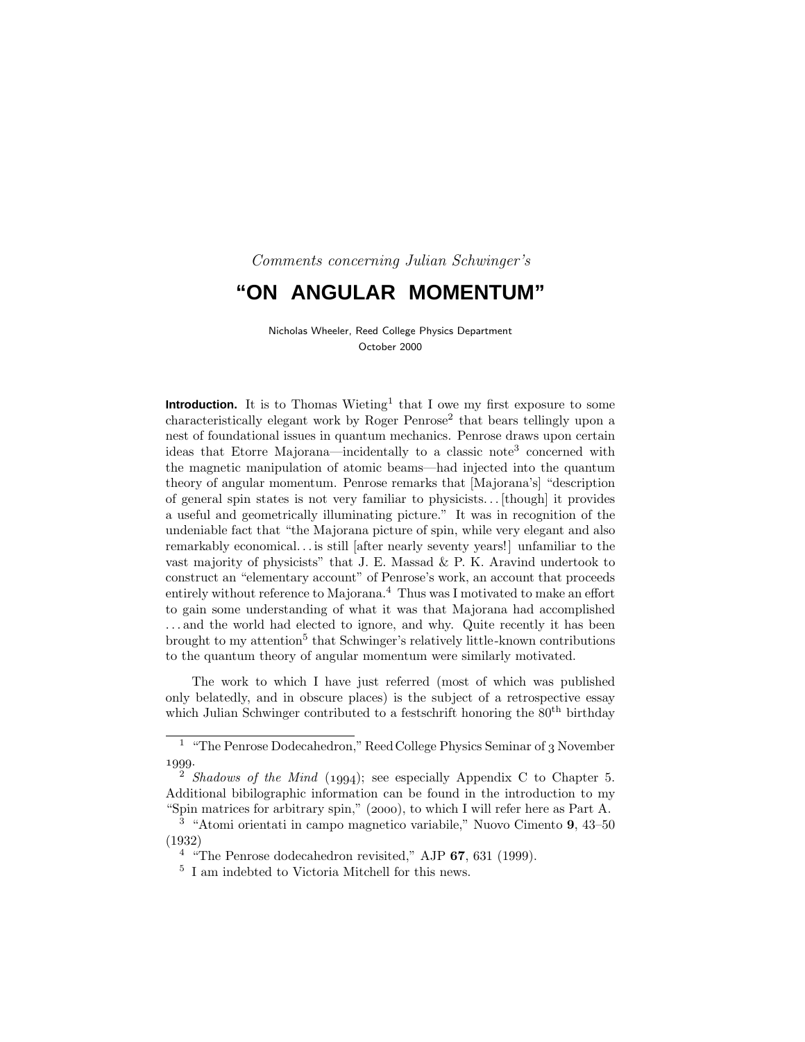*Comments concerning Julian Schwinger's*

# "ON ANGULAR MOMENTUM"

Nicholas Wheeler, Reed College Physics Department
October 2000

**Introduction.** It is to Thomas Wieting[1] that I owe my first exposure to some characteristically elegant work by Roger Penrose[2] that bears tellingly upon a nest of foundational issues in quantum mechanics. Penrose draws upon certain ideas that Etorre Majorana—incidentally to a classic note[3] concerned with the magnetic manipulation of atomic beams—had injected into the quantum theory of angular momentum. Penrose remarks that [Majorana's] "description of general spin states is not very familiar to physicists. . . [though] it provides a useful and geometrically illuminating picture." It was in recognition of the undeniable fact that "the Majorana picture of spin, while very elegant and also remarkably economical. . . is still [after nearly seventy years!] unfamiliar to the vast majority of physicists" that J. E. Massad & P. K. Aravind undertook to construct an "elementary account" of Penrose's work, an account that proceeds entirely without reference to Majorana.[4] Thus was I motivated to make an effort to gain some understanding of what it was that Majorana had accomplished . . . and the world had elected to ignore, and why. Quite recently it has been brought to my attention[5] that Schwinger's relatively little-known contributions to the quantum theory of angular momentum were similarly motivated.

The work to which I have just referred (most of which was published only belatedly, and in obscure places) is the subject of a retrospective essay which Julian Schwinger contributed to a festschrift honoring the 80th birthday

---

[1] "The Penrose Dodecahedron," Reed College Physics Seminar of 3 November 1999.

[2] *Shadows of the Mind* (1994); see especially Appendix C to Chapter 5. Additional bibilographic information can be found in the introduction to my "Spin matrices for arbitrary spin," (2000), to which I will refer here as Part A.

[3] "Atomi orientati in campo magnetico variabile," Nuovo Cimento **9**, 43–50 (1932)

[4] "The Penrose dodecahedron revisited," AJP **67**, 631 (1999).

[5] I am indebted to Victoria Mitchell for this news.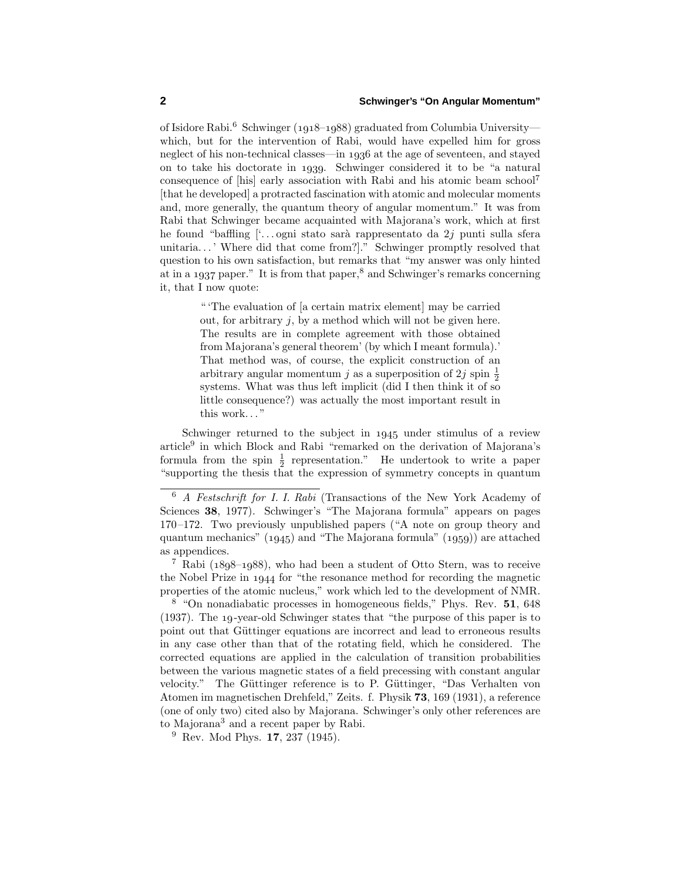of Isidore Rabi.[6] Schwinger (1918–1988) graduated from Columbia University—which, but for the intervention of Rabi, would have expelled him for gross neglect of his non-technical classes—in 1936 at the age of seventeen, and stayed on to take his doctorate in 1939. Schwinger considered it to be "a natural consequence of [his] early association with Rabi and his atomic beam school[7] [that he developed] a protracted fascination with atomic and molecular moments and, more generally, the quantum theory of angular momentum." It was from Rabi that Schwinger became acquainted with Majorana's work, which at first he found "baffling ['. . . ogni stato sarà rappresentato da $2j$ punti sulla sfera unitaria. . . ' Where did that come from?]." Schwinger promptly resolved that question to his own satisfaction, but remarks that "my answer was only hinted at in a 1937 paper." It is from that paper,[8] and Schwinger's remarks concerning it, that I now quote:

> " 'The evaluation of [a certain matrix element] may be carried out, for arbitrary $j$, by a method which will not be given here. The results are in complete agreement with those obtained from Majorana's general theorem' (by which I meant formula).' That method was, of course, the explicit construction of an arbitrary angular momentum $j$ as a superposition of $2j$ spin $\frac{1}{2}$ systems. What was thus left implicit (did I then think it of so little consequence?) was actually the most important result in this work. . . "

Schwinger returned to the subject in 1945 under stimulus of a review article[9] in which Block and Rabi "remarked on the derivation of Majorana's formula from the spin $\frac{1}{2}$ representation." He undertook to write a paper "supporting the thesis that the expression of symmetry concepts in quantum

---

[6] *A Festschrift for I. I. Rabi* (Transactions of the New York Academy of Sciences **38**, 1977). Schwinger's "The Majorana formula" appears on pages 170–172. Two previously unpublished papers ("A note on group theory and quantum mechanics" (1945) and "The Majorana formula" (1959)) are attached as appendices.

[7] Rabi (1898–1988), who had been a student of Otto Stern, was to receive the Nobel Prize in 1944 for "the resonance method for recording the magnetic properties of the atomic nucleus," work which led to the development of NMR.

[8] "On nonadiabatic processes in homogeneous fields," Phys. Rev. **51**, 648 (1937). The 19-year-old Schwinger states that "the purpose of this paper is to point out that Güttinger equations are incorrect and lead to erroneous results in any case other than that of the rotating field, which he considered. The corrected equations are applied in the calculation of transition probabilities between the various magnetic states of a field precessing with constant angular velocity." The Güttinger reference is to P. Güttinger, "Das Verhalten von Atomen im magnetischen Drehfeld," Zeits. f. Physik **73**, 169 (1931), a reference (one of only two) cited also by Majorana. Schwinger's only other references are to Majorana[3] and a recent paper by Rabi.

[9] Rev. Mod Phys. **17**, 237 (1945).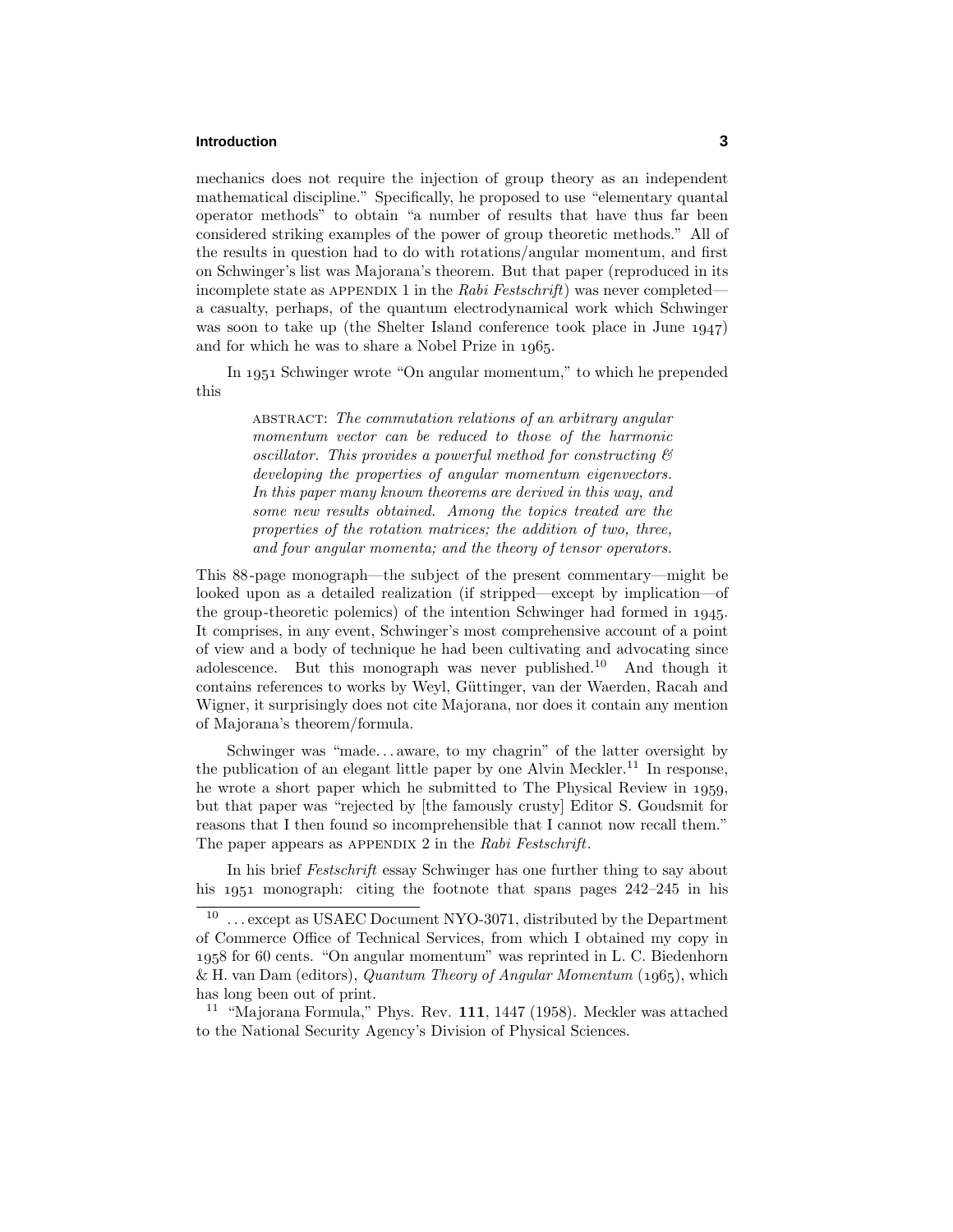mechanics does not require the injection of group theory as an independent mathematical discipline." Specifically, he proposed to use "elementary quantal operator methods" to obtain "a number of results that have thus far been considered striking examples of the power of group theoretic methods." All of the results in question had to do with rotations/angular momentum, and first on Schwinger's list was Majorana's theorem. But that paper (reproduced in its incomplete state as APPENDIX 1 in the *Rabi Festschrift*) was never completed—a casualty, perhaps, of the quantum electrodynamical work which Schwinger was soon to take up (the Shelter Island conference took place in June 1947) and for which he was to share a Nobel Prize in 1965.

In 1951 Schwinger wrote "On angular momentum," to which he prepended this

> ABSTRACT: *The commutation relations of an arbitrary angular momentum vector can be reduced to those of the harmonic oscillator. This provides a powerful method for constructing & developing the properties of angular momentum eigenvectors. In this paper many known theorems are derived in this way, and some new results obtained. Among the topics treated are the properties of the rotation matrices; the addition of two, three, and four angular momenta; and the theory of tensor operators.*

This 88-page monograph—the subject of the present commentary—might be looked upon as a detailed realization (if stripped—except by implication—of the group-theoretic polemics) of the intention Schwinger had formed in 1945. It comprises, in any event, Schwinger's most comprehensive account of a point of view and a body of technique he had been cultivating and advocating since adolescence. But this monograph was never published.[10] And though it contains references to works by Weyl, Güttinger, van der Waerden, Racah and Wigner, it surprisingly does not cite Majorana, nor does it contain any mention of Majorana's theorem/formula.

Schwinger was "made. . . aware, to my chagrin" of the latter oversight by the publication of an elegant little paper by one Alvin Meckler.[11] In response, he wrote a short paper which he submitted to The Physical Review in 1959, but that paper was "rejected by [the famously crusty] Editor S. Goudsmit for reasons that I then found so incomprehensible that I cannot now recall them." The paper appears as APPENDIX 2 in the *Rabi Festschrift*.

In his brief *Festschrift* essay Schwinger has one further thing to say about his 1951 monograph: citing the footnote that spans pages 242–245 in his

---

[10] . . . except as USAEC Document NYO-3071, distributed by the Department of Commerce Office of Technical Services, from which I obtained my copy in 1958 for 60 cents. "On angular momentum" was reprinted in L. C. Biedenhorn & H. van Dam (editors), *Quantum Theory of Angular Momentum* (1965), which has long been out of print.

[11] "Majorana Formula," Phys. Rev. **111**, 1447 (1958). Meckler was attached to the National Security Agency's Division of Physical Sciences.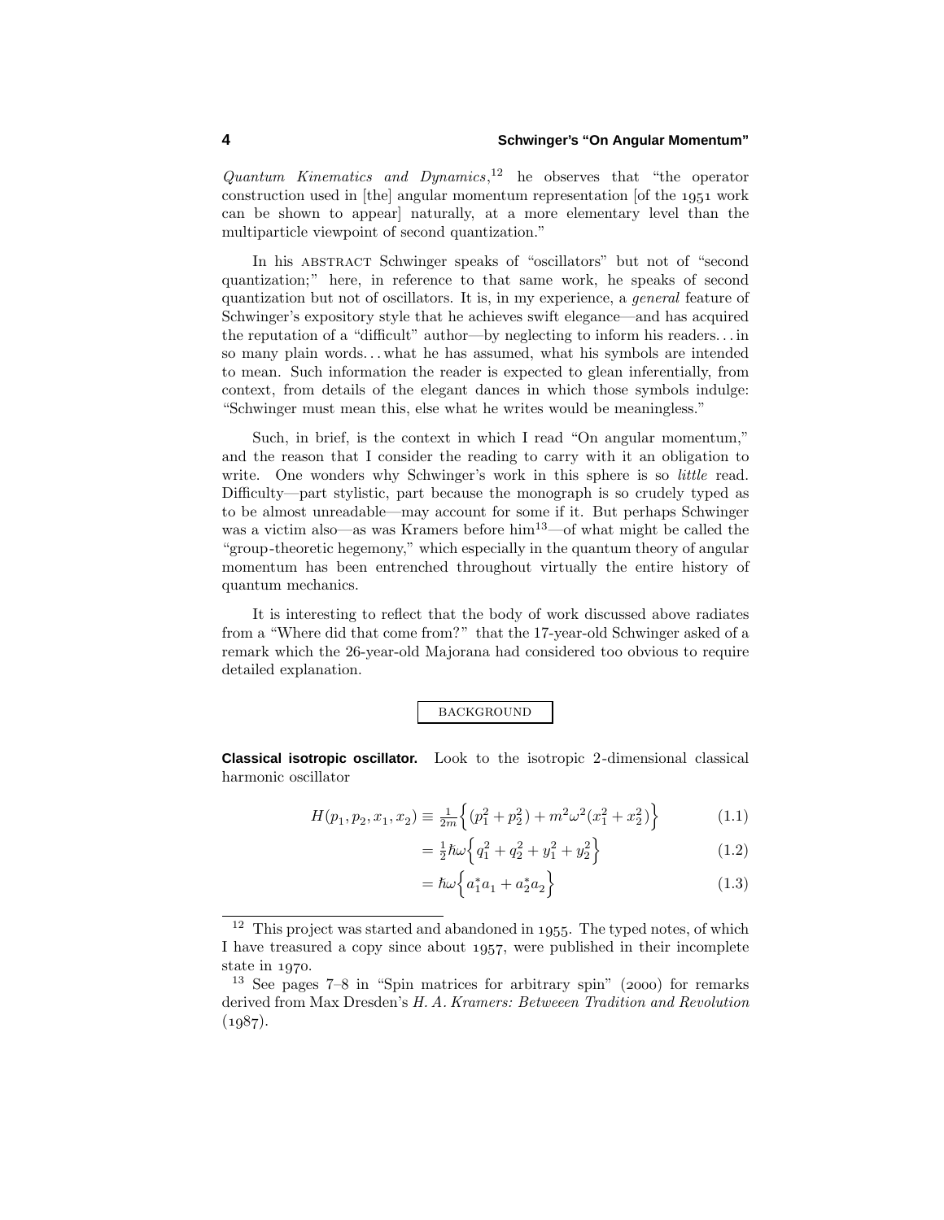*Quantum Kinematics and Dynamics*,[12] he observes that "the operator construction used in [the] angular momentum representation [of the 1951 work can be shown to appear] naturally, at a more elementary level than the multiparticle viewpoint of second quantization."

In his ABSTRACT Schwinger speaks of "oscillators" but not of "second quantization;" here, in reference to that same work, he speaks of second quantization but not of oscillators. It is, in my experience, a *general* feature of Schwinger's expository style that he achieves swift elegance—and has acquired the reputation of a "difficult" author—by neglecting to inform his readers. . . in so many plain words. . . what he has assumed, what his symbols are intended to mean. Such information the reader is expected to glean inferentially, from context, from details of the elegant dances in which those symbols indulge: "Schwinger must mean this, else what he writes would be meaningless."

Such, in brief, is the context in which I read "On angular momentum," and the reason that I consider the reading to carry with it an obligation to write. One wonders why Schwinger's work in this sphere is so *little* read. Difficulty—part stylistic, part because the monograph is so crudely typed as to be almost unreadable—may account for some if it. But perhaps Schwinger was a victim also—as was Kramers before him[13]—of what might be called the "group-theoretic hegemony," which especially in the quantum theory of angular momentum has been entrenched throughout virtually the entire history of quantum mechanics.

It is interesting to reflect that the body of work discussed above radiates from a "Where did that come from?" that the 17-year-old Schwinger asked of a remark which the 26-year-old Majorana had considered too obvious to require detailed explanation.

## BACKGROUND

**Classical isotropic oscillator.** Look to the isotropic 2-dimensional classical harmonic oscillator

$$H(p_1, p_2, x_1, x_2) \equiv \tfrac{1}{2m}\Big\{(p_1^2 + p_2^2) + m^2\omega^2(x_1^2 + x_2^2)\Big\} \tag{1.1}$$

$$= \tfrac{1}{2}\hbar\omega\Big\{q_1^2 + q_2^2 + y_1^2 + y_2^2\Big\} \tag{1.2}$$

$$= \hbar\omega\Big\{a_1^* a_1 + a_2^* a_2\Big\} \tag{1.3}$$

---

[12] This project was started and abandoned in 1955. The typed notes, of which I have treasured a copy since about 1957, were published in their incomplete state in 1970.

[13] See pages 7–8 in "Spin matrices for arbitrary spin" (2000) for remarks derived from Max Dresden's *H. A. Kramers: Betweeen Tradition and Revolution* (1987).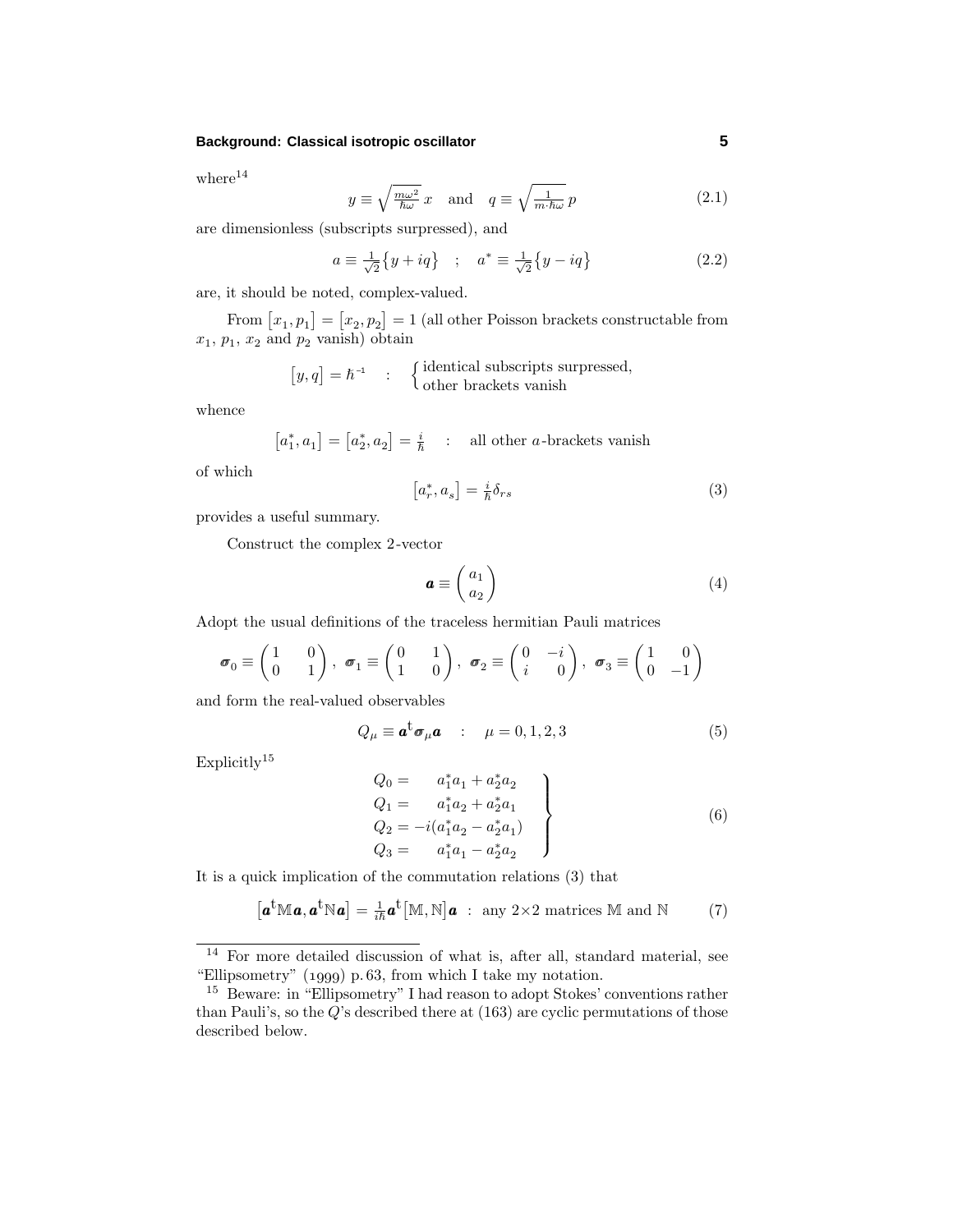where[14]

$$y \equiv \sqrt{\tfrac{m\omega^2}{\hbar\omega}}\,x \quad \text{and} \quad q \equiv \sqrt{\tfrac{1}{m\cdot\hbar\omega}}\,p \tag{2.1}$$

are dimensionless (subscripts surpressed), and

$$a \equiv \tfrac{1}{\sqrt{2}}\big\{y + iq\big\} \quad ; \quad a^* \equiv \tfrac{1}{\sqrt{2}}\big\{y - iq\big\} \tag{2.2}$$

are, it should be noted, complex-valued.

From $\big[x_1, p_1\big] = \big[x_2, p_2\big] = 1$ (all other Poisson brackets constructable from $x_1$, $p_1$, $x_2$ and $p_2$ vanish) obtain

$$\big[y, q\big] = \hbar^{-1} \quad : \quad \begin{cases} \text{identical subscripts surpressed,} \\ \text{other brackets vanish} \end{cases}$$

whence

$$\big[a_1^*, a_1\big] = \big[a_2^*, a_2\big] = \tfrac{i}{\hbar} \quad : \quad \text{all other } a\text{-brackets vanish}$$

of which

$$\big[a_r^*, a_s\big] = \tfrac{i}{\hbar}\delta_{rs} \tag{3}$$

provides a useful summary.

Construct the complex 2-vector

$$\boldsymbol{a} \equiv \begin{pmatrix} a_1 \\ a_2 \end{pmatrix} \tag{4}$$

Adopt the usual definitions of the traceless hermitian Pauli matrices

$$\boldsymbol{\sigma}_0 \equiv \begin{pmatrix} 1 & 0 \\ 0 & 1 \end{pmatrix}, \ \boldsymbol{\sigma}_1 \equiv \begin{pmatrix} 0 & 1 \\ 1 & 0 \end{pmatrix}, \ \boldsymbol{\sigma}_2 \equiv \begin{pmatrix} 0 & -i \\ i & 0 \end{pmatrix}, \ \boldsymbol{\sigma}_3 \equiv \begin{pmatrix} 1 & 0 \\ 0 & -1 \end{pmatrix}$$

and form the real-valued observables

$$Q_\mu \equiv \boldsymbol{a}^{\text{t}}\boldsymbol{\sigma}_\mu\boldsymbol{a} \quad : \quad \mu = 0, 1, 2, 3 \tag{5}$$

Explicitly[15]

$$\left.\begin{aligned} Q_0 &= \quad\ a_1^*a_1 + a_2^*a_2 \\ Q_1 &= \quad\ a_1^*a_2 + a_2^*a_1 \\ Q_2 &= -i(a_1^*a_2 - a_2^*a_1) \\ Q_3 &= \quad\ a_1^*a_1 - a_2^*a_2 \end{aligned}\right\} \tag{6}$$

It is a quick implication of the commutation relations (3) that

$$\big[\boldsymbol{a}^{\text{t}}\mathbb{M}\boldsymbol{a}, \boldsymbol{a}^{\text{t}}\mathbb{N}\boldsymbol{a}\big] = \tfrac{1}{i\hbar}\boldsymbol{a}^{\text{t}}\big[\mathbb{M}, \mathbb{N}\big]\boldsymbol{a} \ : \ \text{any } 2\times 2 \text{ matrices } \mathbb{M} \text{ and } \mathbb{N} \tag{7}$$

---

[14] For more detailed discussion of what is, after all, standard material, see "Ellipsometry" (1999) p. 63, from which I take my notation.

[15] Beware: in "Ellipsometry" I had reason to adopt Stokes' conventions rather than Pauli's, so the $Q$'s described there at (163) are cyclic permutations of those described below.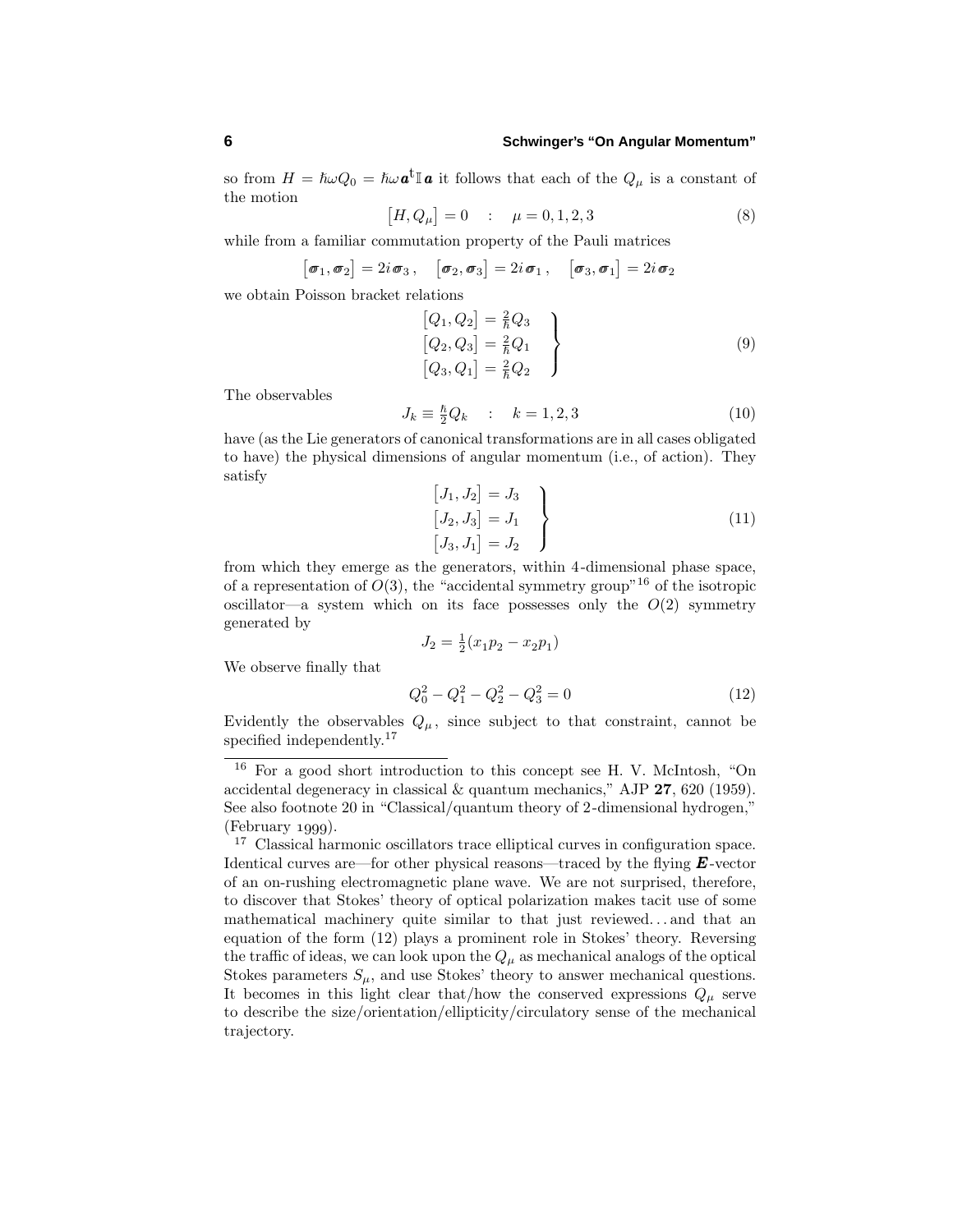so from $H = \hbar\omega Q_0 = \hbar\omega\,\boldsymbol{a}^{\mathsf{t}}\mathbb{I}\,\boldsymbol{a}$ it follows that each of the $Q_\mu$ is a constant of the motion

$$\big[H, Q_\mu\big] = 0 \quad : \quad \mu = 0, 1, 2, 3 \tag{8}$$

while from a familiar commutation property of the Pauli matrices

$$\big[\boldsymbol{\sigma}_1, \boldsymbol{\sigma}_2\big] = 2i\,\boldsymbol{\sigma}_3\,, \quad \big[\boldsymbol{\sigma}_2, \boldsymbol{\sigma}_3\big] = 2i\,\boldsymbol{\sigma}_1\,, \quad \big[\boldsymbol{\sigma}_3, \boldsymbol{\sigma}_1\big] = 2i\,\boldsymbol{\sigma}_2$$

we obtain Poisson bracket relations

$$\left.\begin{aligned}
\big[Q_1, Q_2\big] &= \tfrac{2}{\hbar}Q_3 \\
\big[Q_2, Q_3\big] &= \tfrac{2}{\hbar}Q_1 \\
\big[Q_3, Q_1\big] &= \tfrac{2}{\hbar}Q_2
\end{aligned}\right\} \tag{9}$$

The observables

$$J_k \equiv \tfrac{\hbar}{2}Q_k \quad : \quad k = 1, 2, 3 \tag{10}$$

have (as the Lie generators of canonical transformations are in all cases obligated to have) the physical dimensions of angular momentum (i.e., of action). They satisfy

$$\left.\begin{aligned}
\big[J_1, J_2\big] &= J_3 \\
\big[J_2, J_3\big] &= J_1 \\
\big[J_3, J_1\big] &= J_2
\end{aligned}\right\} \tag{11}$$

from which they emerge as the generators, within 4-dimensional phase space, of a representation of $O(3)$, the "accidental symmetry group"[16] of the isotropic oscillator—a system which on its face possesses only the $O(2)$ symmetry generated by

$$J_2 = \tfrac{1}{2}(x_1 p_2 - x_2 p_1)$$

We observe finally that

$$Q_0^2 - Q_1^2 - Q_2^2 - Q_3^2 = 0 \tag{12}$$

Evidently the observables $Q_\mu$, since subject to that constraint, cannot be specified independently.[17]

---

[16] For a good short introduction to this concept see H. V. McIntosh, "On accidental degeneracy in classical & quantum mechanics," AJP **27**, 620 (1959). See also footnote 20 in "Classical/quantum theory of 2-dimensional hydrogen," (February 1999).

[17] Classical harmonic oscillators trace elliptical curves in configuration space. Identical curves are—for other physical reasons—traced by the flying $\boldsymbol{E}$-vector of an on-rushing electromagnetic plane wave. We are not surprised, therefore, to discover that Stokes' theory of optical polarization makes tacit use of some mathematical machinery quite similar to that just reviewed. . . and that an equation of the form (12) plays a prominent role in Stokes' theory. Reversing the traffic of ideas, we can look upon the $Q_\mu$ as mechanical analogs of the optical Stokes parameters $S_\mu$, and use Stokes' theory to answer mechanical questions. It becomes in this light clear that/how the conserved expressions $Q_\mu$ serve to describe the size/orientation/ellipticity/circulatory sense of the mechanical trajectory.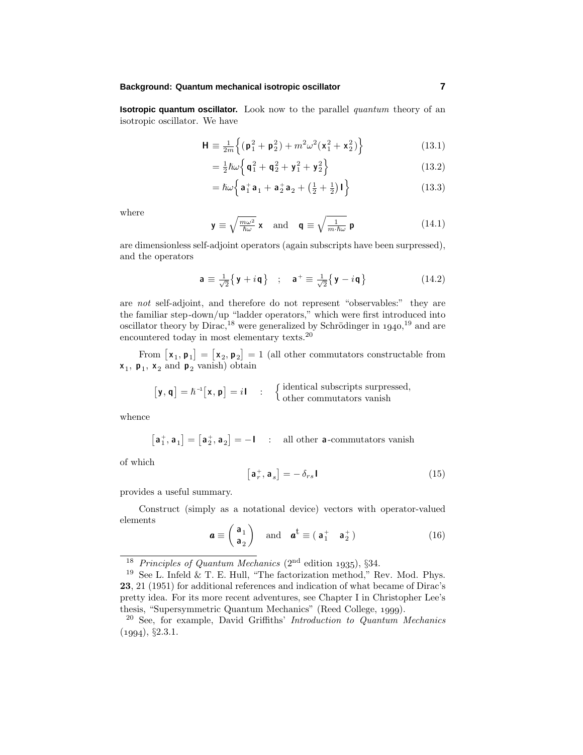**Isotropic quantum oscillator.** Look now to the parallel *quantum* theory of an isotropic oscillator. We have

$$\mathsf{H} \equiv \tfrac{1}{2m}\Big\{(\mathsf{p}_1^2 + \mathsf{p}_2^2) + m^2\omega^2(\mathsf{x}_1^2 + \mathsf{x}_2^2)\Big\} \tag{13.1}$$

$$= \tfrac{1}{2}\hbar\omega\Big\{\,\mathsf{q}_1^2 + \mathsf{q}_2^2 + \mathsf{y}_1^2 + \mathsf{y}_2^2\Big\} \tag{13.2}$$

$$= \hbar\omega\Big\{\,\mathsf{a}_1^+\mathsf{a}_1 + \mathsf{a}_2^+\mathsf{a}_2 + \big(\tfrac{1}{2}+\tfrac{1}{2}\big)\,\mathsf{I}\Big\} \tag{13.3}$$

where

$$\mathsf{y} \equiv \sqrt{\tfrac{m\omega^2}{\hbar\omega}}\;\mathsf{x} \quad\text{and}\quad \mathsf{q} \equiv \sqrt{\tfrac{1}{m\cdot\hbar\omega}}\;\mathsf{p} \tag{14.1}$$

are dimensionless self-adjoint operators (again subscripts have been surpressed), and the operators

$$\mathsf{a} \equiv \tfrac{1}{\sqrt{2}}\big\{\,\mathsf{y} + i\,\mathsf{q}\,\big\} \quad ; \quad \mathsf{a}^+ \equiv \tfrac{1}{\sqrt{2}}\big\{\,\mathsf{y} - i\,\mathsf{q}\,\big\} \tag{14.2}$$

are *not* self-adjoint, and therefore do not represent "observables:" they are the familiar step-down/up "ladder operators," which were first introduced into oscillator theory by Dirac,[18] were generalized by Schrödinger in 1940,[19] and are encountered today in most elementary texts.[20]

From $\big[\mathsf{x}_1, \mathsf{p}_1\big] = \big[\mathsf{x}_2, \mathsf{p}_2\big] = 1$ (all other commutators constructable from $\mathsf{x}_1$, $\mathsf{p}_1$, $\mathsf{x}_2$ and $\mathsf{p}_2$ vanish) obtain

$$\big[\mathsf{y}, \mathsf{q}\big] = \hbar^{-1}\big[\mathsf{x}, \mathsf{p}\big] = i\,\mathsf{I} \quad : \quad \begin{cases}\text{identical subscripts surpressed,}\\ \text{other commutators vanish}\end{cases}$$

whence

$$\big[\mathsf{a}_1^+, \mathsf{a}_1\big] = \big[\mathsf{a}_2^+, \mathsf{a}_2\big] = -\,\mathsf{I} \quad : \quad \text{all other } \mathsf{a}\text{-commutators vanish}$$

of which

$$\big[\mathsf{a}_r^+, \mathsf{a}_s\big] = -\,\delta_{rs}\,\mathsf{I} \tag{15}$$

provides a useful summary.

Construct (simply as a notational device) vectors with operator-valued elements

$$\boldsymbol{a} \equiv \begin{pmatrix}\mathsf{a}_1\\ \mathsf{a}_2\end{pmatrix} \quad\text{and}\quad \boldsymbol{a}^{\mathsf{t}} \equiv (\,\mathsf{a}_1^+ \quad \mathsf{a}_2^+\,) \tag{16}$$

---

[18] *Principles of Quantum Mechanics* (2nd edition 1935), §34.

[19] See L. Infeld & T. E. Hull, "The factorization method," Rev. Mod. Phys. **23**, 21 (1951) for additional references and indication of what became of Dirac's pretty idea. For its more recent adventures, see Chapter I in Christopher Lee's thesis, "Supersymmetric Quantum Mechanics" (Reed College, 1999).

[20] See, for example, David Griffiths' *Introduction to Quantum Mechanics* (1994), §2.3.1.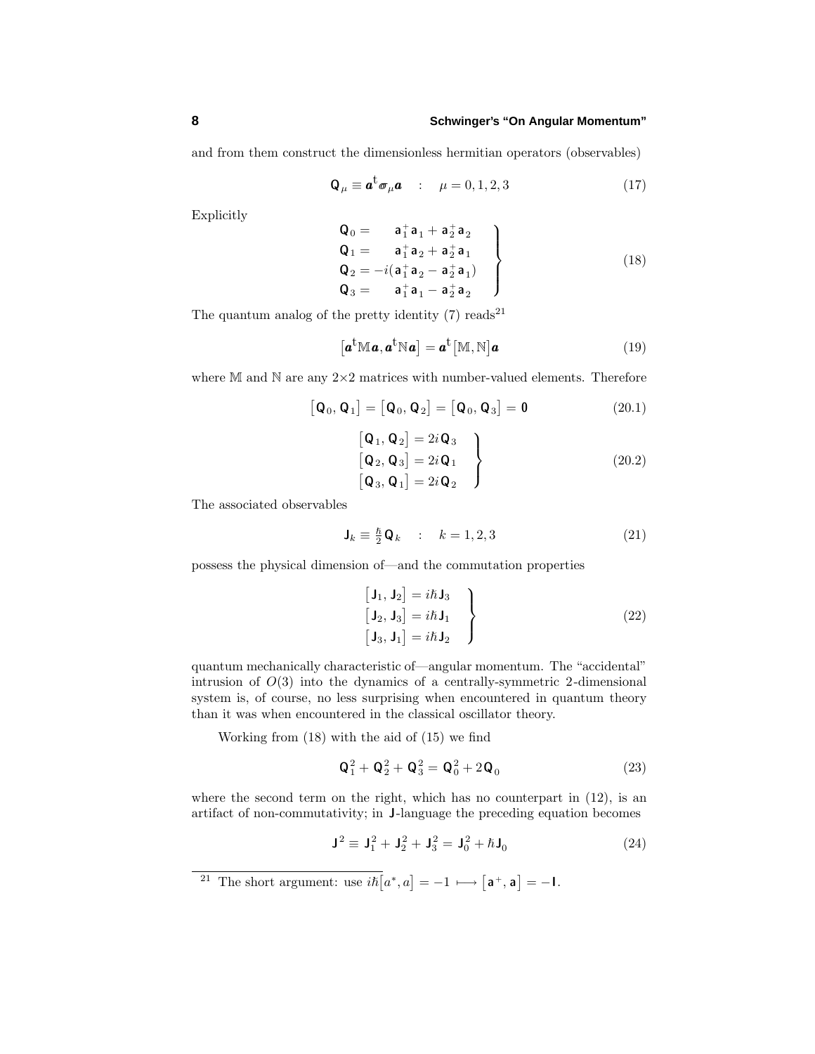and from them construct the dimensionless hermitian operators (observables)

$$\mathsf{Q}_\mu \equiv \boldsymbol{a}^{\mathsf{t}}\boldsymbol{\sigma}_\mu \boldsymbol{a} \quad : \quad \mu = 0,1,2,3 \tag{17}$$

Explicitly

$$\left.\begin{aligned}
\mathsf{Q}_0 &= \quad\ \mathsf{a}_1^+\mathsf{a}_1 + \mathsf{a}_2^+\mathsf{a}_2\\
\mathsf{Q}_1 &= \quad\ \mathsf{a}_1^+\mathsf{a}_2 + \mathsf{a}_2^+\mathsf{a}_1\\
\mathsf{Q}_2 &= -i(\mathsf{a}_1^+\mathsf{a}_2 - \mathsf{a}_2^+\mathsf{a}_1)\\
\mathsf{Q}_3 &= \quad\ \mathsf{a}_1^+\mathsf{a}_1 - \mathsf{a}_2^+\mathsf{a}_2
\end{aligned}\right\} \tag{18}$$

The quantum analog of the pretty identity (7) reads[21]

$$\big[\boldsymbol{a}^{\mathsf{t}}\mathbb{M}\boldsymbol{a}, \boldsymbol{a}^{\mathsf{t}}\mathbb{N}\boldsymbol{a}\big] = \boldsymbol{a}^{\mathsf{t}}\big[\mathbb{M},\mathbb{N}\big]\boldsymbol{a} \tag{19}$$

where $\mathbb{M}$ and $\mathbb{N}$ are any $2\times2$ matrices with number-valued elements. Therefore

$$\big[\mathsf{Q}_0, \mathsf{Q}_1\big] = \big[\mathsf{Q}_0, \mathsf{Q}_2\big] = \big[\mathsf{Q}_0, \mathsf{Q}_3\big] = \mathbf{0} \tag{20.1}$$

$$\left.\begin{aligned}
\big[\mathsf{Q}_1, \mathsf{Q}_2\big] &= 2i\,\mathsf{Q}_3\\
\big[\mathsf{Q}_2, \mathsf{Q}_3\big] &= 2i\,\mathsf{Q}_1\\
\big[\mathsf{Q}_3, \mathsf{Q}_1\big] &= 2i\,\mathsf{Q}_2
\end{aligned}\right\} \tag{20.2}$$

The associated observables

$$\mathsf{J}_k \equiv \tfrac{\hbar}{2}\,\mathsf{Q}_k \quad : \quad k = 1,2,3 \tag{21}$$

possess the physical dimension of—and the commutation properties

$$\left.\begin{aligned}
\big[\mathsf{J}_1, \mathsf{J}_2\big] &= i\hbar\,\mathsf{J}_3\\
\big[\mathsf{J}_2, \mathsf{J}_3\big] &= i\hbar\,\mathsf{J}_1\\
\big[\mathsf{J}_3, \mathsf{J}_1\big] &= i\hbar\,\mathsf{J}_2
\end{aligned}\right\} \tag{22}$$

quantum mechanically characteristic of—angular momentum. The "accidental" intrusion of $O(3)$ into the dynamics of a centrally-symmetric 2-dimensional system is, of course, no less surprising when encountered in quantum theory than it was when encountered in the classical oscillator theory.

Working from (18) with the aid of (15) we find

$$\mathsf{Q}_1^2 + \mathsf{Q}_2^2 + \mathsf{Q}_3^2 = \mathsf{Q}_0^2 + 2\,\mathsf{Q}_0 \tag{23}$$

where the second term on the right, which has no counterpart in (12), is an artifact of non-commutativity; in $\mathsf{J}$-language the preceding equation becomes

$$\mathsf{J}^2 \equiv \mathsf{J}_1^2 + \mathsf{J}_2^2 + \mathsf{J}_3^2 = \mathsf{J}_0^2 + \hbar\,\mathsf{J}_0 \tag{24}$$

---

[21] The short argument: use $i\hbar\big[a^*, a\big] = -1 \longmapsto \big[\mathsf{a}^+, \mathsf{a}\big] = -\mathbf{I}$.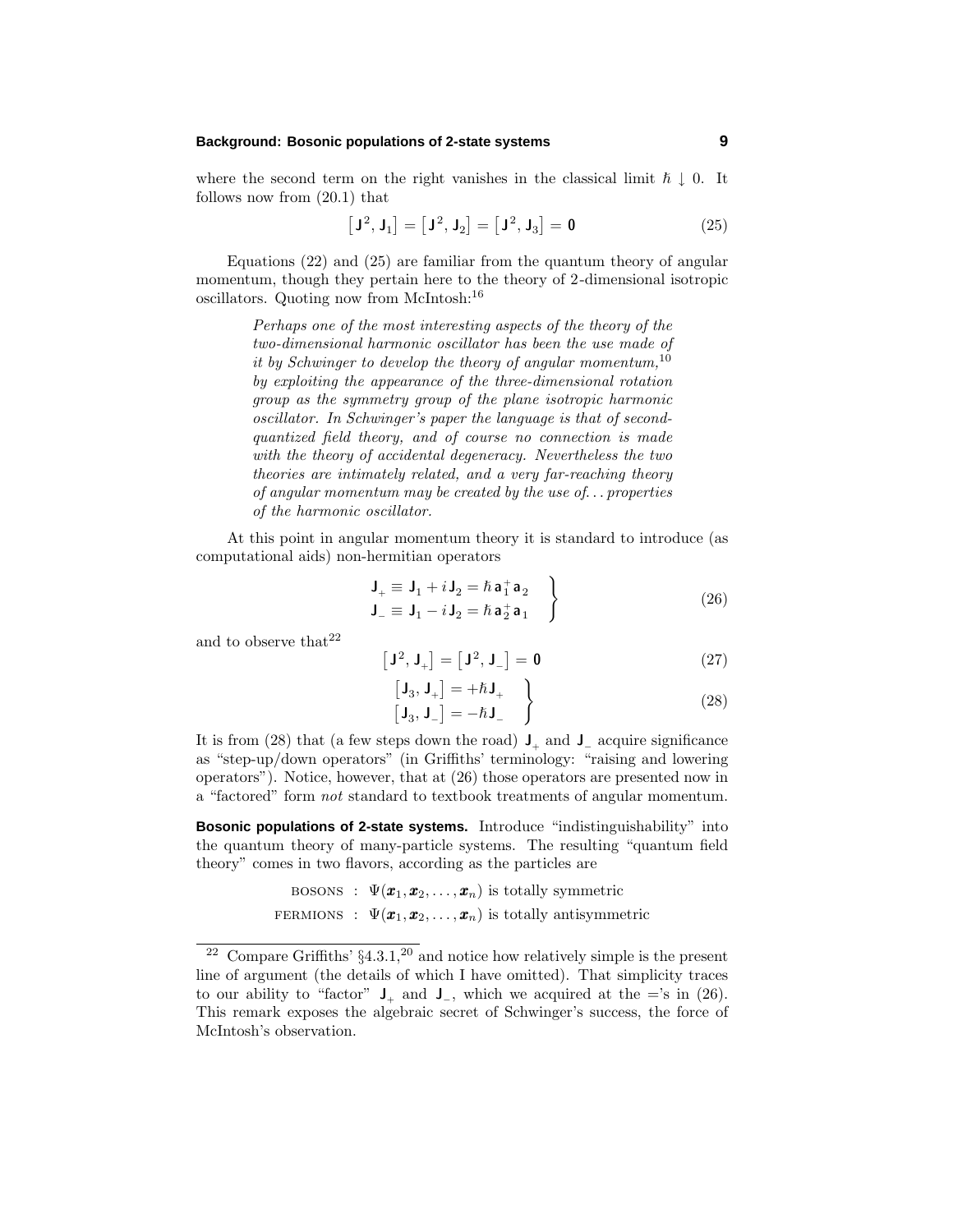where the second term on the right vanishes in the classical limit $\hbar \downarrow 0$. It follows now from (20.1) that

$$\big[\mathbf{J}^2, \mathbf{J}_1\big] = \big[\mathbf{J}^2, \mathbf{J}_2\big] = \big[\mathbf{J}^2, \mathbf{J}_3\big] = \mathbf{0} \tag{25}$$

Equations (22) and (25) are familiar from the quantum theory of angular momentum, though they pertain here to the theory of 2-dimensional isotropic oscillators. Quoting now from McIntosh:[16]

> *Perhaps one of the most interesting aspects of the theory of the two-dimensional harmonic oscillator has been the use made of it by Schwinger to develop the theory of angular momentum,*[10] *by exploiting the appearance of the three-dimensional rotation group as the symmetry group of the plane isotropic harmonic oscillator. In Schwinger's paper the language is that of second-quantized field theory, and of course no connection is made with the theory of accidental degeneracy. Nevertheless the two theories are intimately related, and a very far-reaching theory of angular momentum may be created by the use of... properties of the harmonic oscillator.*

At this point in angular momentum theory it is standard to introduce (as computational aids) non-hermitian operators

$$\left.\begin{aligned}\mathbf{J}_+ &\equiv \mathbf{J}_1 + i\,\mathbf{J}_2 = \hbar\,\mathbf{a}_1^+\mathbf{a}_2\\ \mathbf{J}_- &\equiv \mathbf{J}_1 - i\,\mathbf{J}_2 = \hbar\,\mathbf{a}_2^+\mathbf{a}_1\end{aligned}\right\} \tag{26}$$

and to observe that[22]

$$\big[\mathbf{J}^2, \mathbf{J}_+\big] = \big[\mathbf{J}^2, \mathbf{J}_-\big] = \mathbf{0} \tag{27}$$

$$\left.\begin{aligned}\big[\mathbf{J}_3, \mathbf{J}_+\big] &= +\hbar\mathbf{J}_+\\ \big[\mathbf{J}_3, \mathbf{J}_-\big] &= -\hbar\mathbf{J}_-\end{aligned}\right\} \tag{28}$$

It is from (28) that (a few steps down the road) $\mathbf{J}_+$ and $\mathbf{J}_-$ acquire significance as "step-up/down operators" (in Griffiths' terminology: "raising and lowering operators"). Notice, however, that at (26) those operators are presented now in a "factored" form *not* standard to textbook treatments of angular momentum.

**Bosonic populations of 2-state systems.** Introduce "indistinguishability" into the quantum theory of many-particle systems. The resulting "quantum field theory" comes in two flavors, according as the particles are

BOSONS : $\Psi(\boldsymbol{x}_1, \boldsymbol{x}_2, \ldots, \boldsymbol{x}_n)$ is totally symmetric

FERMIONS : $\Psi(\boldsymbol{x}_1, \boldsymbol{x}_2, \ldots, \boldsymbol{x}_n)$ is totally antisymmetric

---

[22] Compare Griffiths' §4.3.1,[20] and notice how relatively simple is the present line of argument (the details of which I have omitted). That simplicity traces to our ability to "factor" $\mathbf{J}_+$ and $\mathbf{J}_-$, which we acquired at the ='s in (26). This remark exposes the algebraic secret of Schwinger's success, the force of McIntosh's observation.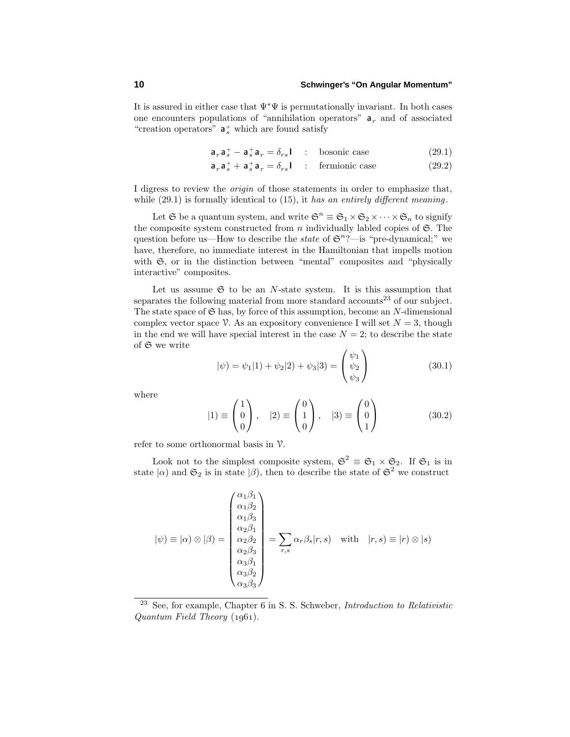It is assured in either case that $\Psi^*\Psi$ is permutationally invariant. In both cases one encounters populations of "annihilation operators" $\mathsf{a}_r$ and of associated "creation operators" $\mathsf{a}_s^+$ which are found satisfy

$$\mathsf{a}_r\mathsf{a}_s^+ - \mathsf{a}_s^+\mathsf{a}_r = \delta_{rs}\mathsf{I} \quad : \quad \text{bosonic case} \tag{29.1}$$

$$\mathsf{a}_r\mathsf{a}_s^+ + \mathsf{a}_s^+\mathsf{a}_r = \delta_{rs}\mathsf{I} \quad : \quad \text{fermionic case} \tag{29.2}$$

I digress to review the *origin* of those statements in order to emphasize that, while (29.1) is formally identical to (15), it *has an entirely different meaning*.

Let $\mathfrak{S}$ be a quantum system, and write $\mathfrak{S}^n \equiv \mathfrak{S}_1 \times \mathfrak{S}_2 \times \cdots \times \mathfrak{S}_n$ to signify the composite system constructed from $n$ individually labled copies of $\mathfrak{S}$. The question before us—How to describe the *state* of $\mathfrak{S}^n$?—is "pre-dynamical;" we have, therefore, no immediate interest in the Hamiltonian that impells motion with $\mathfrak{S}$, or in the distinction between "mental" composites and "physically interactive" composites.

Let us assume $\mathfrak{S}$ to be an $N$-state system. It is this assumption that separates the following material from more standard accounts[23] of our subject. The state space of $\mathfrak{S}$ has, by force of this assumption, become an $N$-dimensional complex vector space $\mathcal{V}$. As an expository convenience I will set $N = 3$, though in the end we will have special interest in the case $N = 2$; to describe the state of $\mathfrak{S}$ we write

$$|\psi) = \psi_1|1) + \psi_2|2) + \psi_3|3) = \begin{pmatrix} \psi_1 \\ \psi_2 \\ \psi_3 \end{pmatrix} \tag{30.1}$$

where

$$|1) \equiv \begin{pmatrix} 1 \\ 0 \\ 0 \end{pmatrix}, \quad |2) \equiv \begin{pmatrix} 0 \\ 1 \\ 0 \end{pmatrix}, \quad |3) \equiv \begin{pmatrix} 0 \\ 0 \\ 1 \end{pmatrix} \tag{30.2}$$

refer to some orthonormal basis in $\mathcal{V}$.

Look not to the simplest composite system, $\mathfrak{S}^2 \equiv \mathfrak{S}_1 \times \mathfrak{S}_2$. If $\mathfrak{S}_1$ is in state $|\alpha)$ and $\mathfrak{S}_2$ is in state $|\beta)$, then to describe the state of $\mathfrak{S}^2$ we construct

$$|\psi) \equiv |\alpha) \otimes |\beta) = \begin{pmatrix} \alpha_1\beta_1 \\ \alpha_1\beta_2 \\ \alpha_1\beta_3 \\ \alpha_2\beta_1 \\ \alpha_2\beta_2 \\ \alpha_2\beta_3 \\ \alpha_3\beta_1 \\ \alpha_3\beta_2 \\ \alpha_3\beta_3 \end{pmatrix} = \sum_{r,s} \alpha_r\beta_s|r,s) \quad \text{with} \quad |r,s) \equiv |r) \otimes |s)$$

---

[23] See, for example, Chapter 6 in S. S. Schweber, *Introduction to Relativistic Quantum Field Theory* (1961).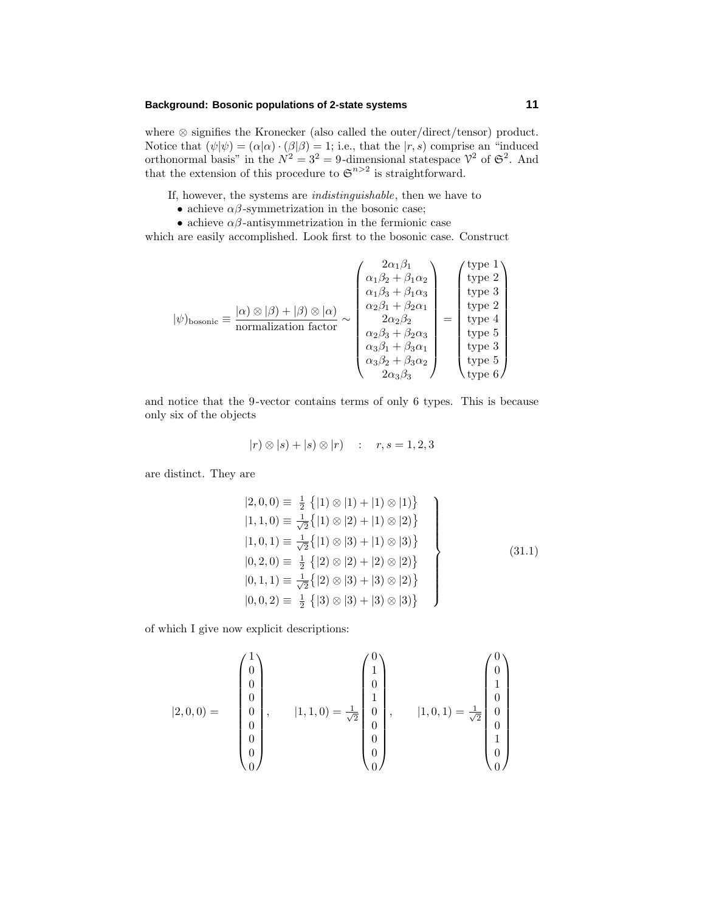where $\otimes$ signifies the Kronecker (also called the outer/direct/tensor) product. Notice that $(\psi|\psi) = (\alpha|\alpha)\cdot(\beta|\beta) = 1$; i.e., that the $|r,s)$ comprise an "induced orthonormal basis" in the $N^2 = 3^2 = 9$-dimensional statespace $\mathcal{V}^2$ of $\mathfrak{S}^2$. And that the extension of this procedure to $\mathfrak{S}^{n>2}$ is straightforward.

If, however, the systems are *indistinguishable*, then we have to

- achieve $\alpha\beta$-symmetrization in the bosonic case;
- achieve $\alpha\beta$-antisymmetrization in the fermionic case

which are easily accomplished. Look first to the bosonic case. Construct

$$
|\psi)_{\text{bosonic}} \equiv \frac{|\alpha)\otimes|\beta) + |\beta)\otimes|\alpha)}{\text{normalization factor}} \sim \begin{pmatrix} 2\alpha_1\beta_1 \\ \alpha_1\beta_2+\beta_1\alpha_2 \\ \alpha_1\beta_3+\beta_1\alpha_3 \\ \alpha_2\beta_1+\beta_2\alpha_1 \\ 2\alpha_2\beta_2 \\ \alpha_2\beta_3+\beta_2\alpha_3 \\ \alpha_3\beta_1+\beta_3\alpha_1 \\ \alpha_3\beta_2+\beta_3\alpha_2 \\ 2\alpha_3\beta_3 \end{pmatrix} = \begin{pmatrix} \text{type } 1 \\ \text{type } 2 \\ \text{type } 3 \\ \text{type } 2 \\ \text{type } 4 \\ \text{type } 5 \\ \text{type } 3 \\ \text{type } 5 \\ \text{type } 6 \end{pmatrix}
$$

and notice that the 9-vector contains terms of only 6 types. This is because only six of the objects

$$
|r)\otimes|s) + |s)\otimes|r) \quad : \quad r,s = 1,2,3
$$

are distinct. They are

$$
\left.\begin{aligned}
|2,0,0) &\equiv \tfrac{1}{2}\big\{|1)\otimes|1) + |1)\otimes|1)\big\} \\
|1,1,0) &\equiv \tfrac{1}{\sqrt{2}}\big\{|1)\otimes|2) + |1)\otimes|2)\big\} \\
|1,0,1) &\equiv \tfrac{1}{\sqrt{2}}\big\{|1)\otimes|3) + |1)\otimes|3)\big\} \\
|0,2,0) &\equiv \tfrac{1}{2}\big\{|2)\otimes|2) + |2)\otimes|2)\big\} \\
|0,1,1) &\equiv \tfrac{1}{\sqrt{2}}\big\{|2)\otimes|3) + |3)\otimes|2)\big\} \\
|0,0,2) &\equiv \tfrac{1}{2}\big\{|3)\otimes|3) + |3)\otimes|3)\big\}
\end{aligned}\right\} \tag{31.1}
$$

of which I give now explicit descriptions:

$$
|2,0,0) = \begin{pmatrix} 1\\0\\0\\0\\0\\0\\0\\0\\0 \end{pmatrix}, \qquad |1,1,0) = \tfrac{1}{\sqrt{2}}\begin{pmatrix} 0\\1\\0\\1\\0\\0\\0\\0\\0 \end{pmatrix}, \qquad |1,0,1) = \tfrac{1}{\sqrt{2}}\begin{pmatrix} 0\\0\\1\\0\\0\\0\\1\\0\\0 \end{pmatrix}
$$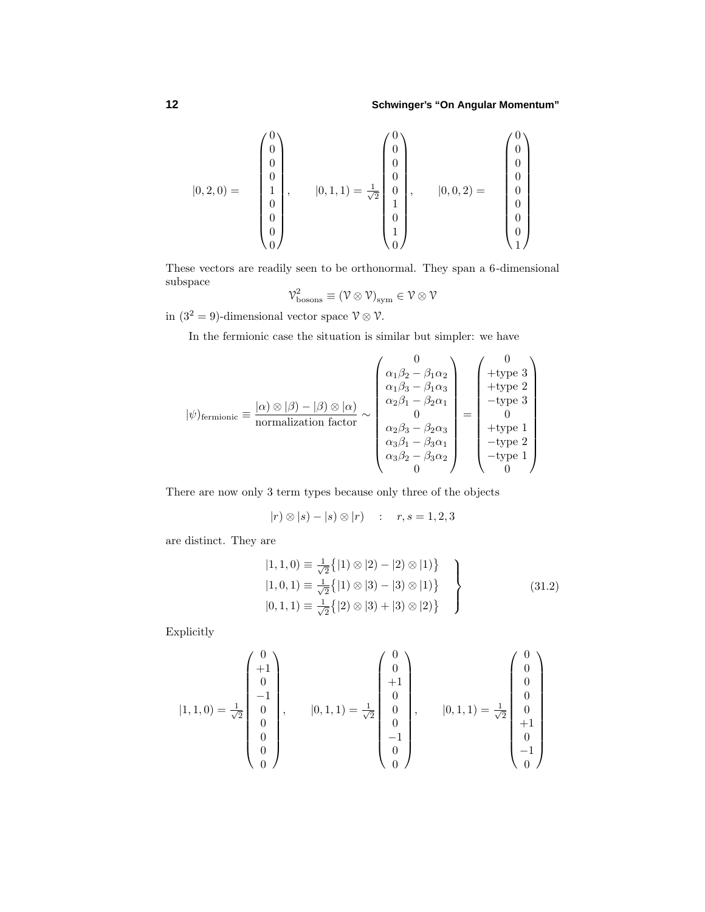$$
|0,2,0) = \begin{pmatrix} 0 \\ 0 \\ 0 \\ 0 \\ 1 \\ 0 \\ 0 \\ 0 \\ 0 \end{pmatrix}, \qquad |0,1,1) = \tfrac{1}{\sqrt{2}}\begin{pmatrix} 0 \\ 0 \\ 0 \\ 0 \\ 0 \\ 1 \\ 0 \\ 1 \\ 0 \end{pmatrix}, \qquad |0,0,2) = \begin{pmatrix} 0 \\ 0 \\ 0 \\ 0 \\ 0 \\ 0 \\ 0 \\ 0 \\ 1 \end{pmatrix}
$$

These vectors are readily seen to be orthonormal. They span a 6-dimensional subspace

$$
\mathcal{V}^2_{\text{bosons}} \equiv (\mathcal{V} \otimes \mathcal{V})_{\text{sym}} \in \mathcal{V} \otimes \mathcal{V}
$$

in ($3^2 = 9$)-dimensional vector space $\mathcal{V} \otimes \mathcal{V}$.

In the fermionic case the situation is similar but simpler: we have

$$
|\psi)_{\text{fermionic}} \equiv \frac{|\alpha) \otimes |\beta) - |\beta) \otimes |\alpha)}{\text{normalization factor}} \sim \begin{pmatrix} 0 \\ \alpha_1\beta_2 - \beta_1\alpha_2 \\ \alpha_1\beta_3 - \beta_1\alpha_3 \\ \alpha_2\beta_1 - \beta_2\alpha_1 \\ 0 \\ \alpha_2\beta_3 - \beta_2\alpha_3 \\ \alpha_3\beta_1 - \beta_3\alpha_1 \\ \alpha_3\beta_2 - \beta_3\alpha_2 \\ 0 \end{pmatrix} = \begin{pmatrix} 0 \\ +\text{type } 3 \\ +\text{type } 2 \\ -\text{type } 3 \\ 0 \\ +\text{type } 1 \\ -\text{type } 2 \\ -\text{type } 1 \\ 0 \end{pmatrix}
$$

There are now only 3 term types because only three of the objects

$$
|r) \otimes |s) - |s) \otimes |r) \quad : \quad r, s = 1, 2, 3
$$

are distinct. They are

$$
\left.\begin{aligned}
|1,1,0) &\equiv \tfrac{1}{\sqrt{2}}\big\{|1) \otimes |2) - |2) \otimes |1)\big\} \\
|1,0,1) &\equiv \tfrac{1}{\sqrt{2}}\big\{|1) \otimes |3) - |3) \otimes |1)\big\} \\
|0,1,1) &\equiv \tfrac{1}{\sqrt{2}}\big\{|2) \otimes |3) + |3) \otimes |2)\big\}
\end{aligned}\right\} \tag{31.2}
$$

Explicitly

$$
|1,1,0) = \tfrac{1}{\sqrt{2}}\begin{pmatrix} 0 \\ +1 \\ 0 \\ -1 \\ 0 \\ 0 \\ 0 \\ 0 \\ 0 \end{pmatrix}, \qquad |0,1,1) = \tfrac{1}{\sqrt{2}}\begin{pmatrix} 0 \\ 0 \\ +1 \\ 0 \\ 0 \\ 0 \\ -1 \\ 0 \\ 0 \end{pmatrix}, \qquad |0,1,1) = \tfrac{1}{\sqrt{2}}\begin{pmatrix} 0 \\ 0 \\ 0 \\ 0 \\ 0 \\ +1 \\ 0 \\ -1 \\ 0 \end{pmatrix}
$$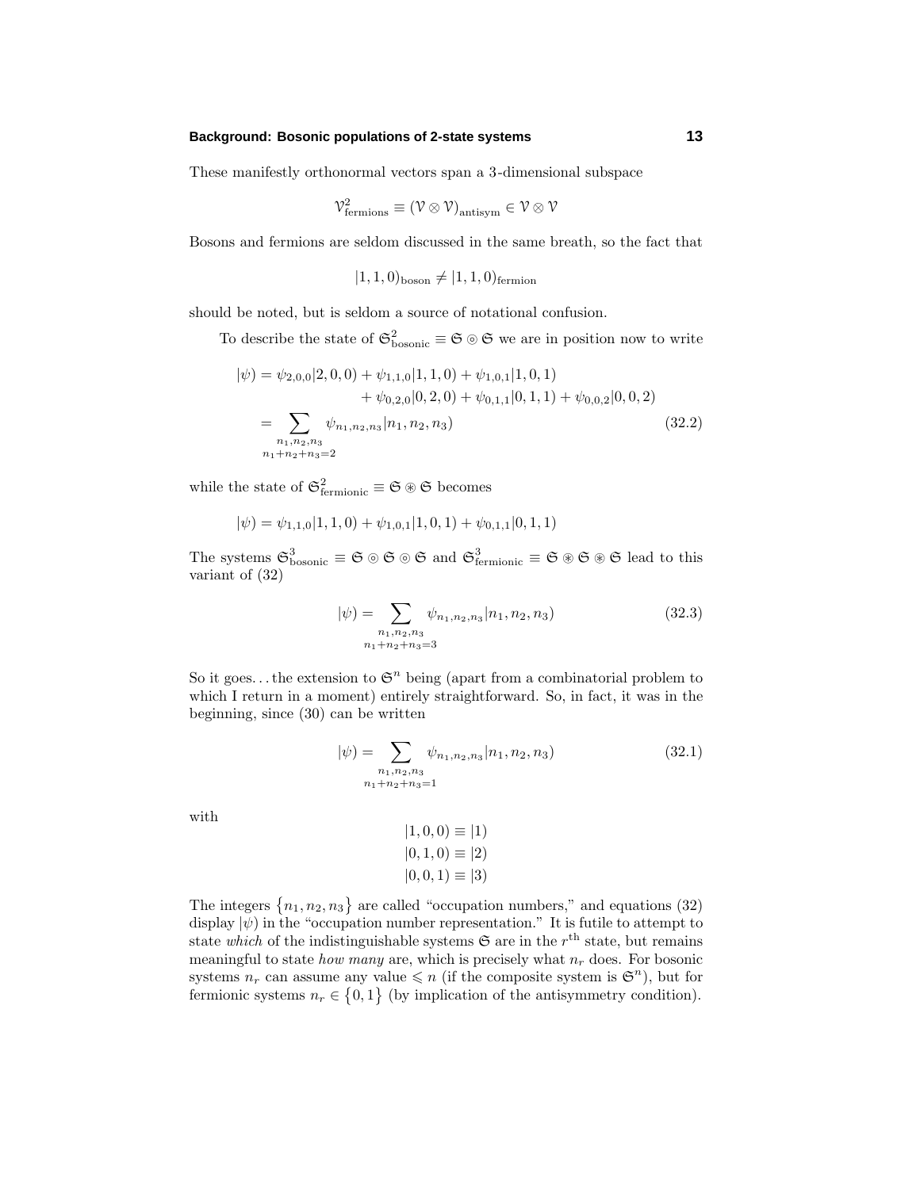These manifestly orthonormal vectors span a 3-dimensional subspace

$$\mathcal{V}^2_{\text{fermions}} \equiv (\mathcal{V} \otimes \mathcal{V})_{\text{antisym}} \in \mathcal{V} \otimes \mathcal{V}$$

Bosons and fermions are seldom discussed in the same breath, so the fact that

$$|1,1,0)_{\text{boson}} \neq |1,1,0)_{\text{fermion}}$$

should be noted, but is seldom a source of notational confusion.

To describe the state of $\mathfrak{S}^2_{\text{bosonic}} \equiv \mathfrak{S} \circledcirc \mathfrak{S}$ we are in position now to write

$$\begin{aligned}
|\psi) &= \psi_{2,0,0}|2,0,0) + \psi_{1,1,0}|1,1,0) + \psi_{1,0,1}|1,0,1) \\
&\qquad + \psi_{0,2,0}|0,2,0) + \psi_{0,1,1}|0,1,1) + \psi_{0,0,2}|0,0,2) \\
&= \sum_{\substack{n_1,n_2,n_3 \\ n_1+n_2+n_3=2}} \psi_{n_1,n_2,n_3}|n_1,n_2,n_3)
\end{aligned} \tag{32.2}$$

while the state of $\mathfrak{S}^2_{\text{fermionic}} \equiv \mathfrak{S} \circledast \mathfrak{S}$ becomes

$$|\psi) = \psi_{1,1,0}|1,1,0) + \psi_{1,0,1}|1,0,1) + \psi_{0,1,1}|0,1,1)$$

The systems $\mathfrak{S}^3_{\text{bosonic}} \equiv \mathfrak{S} \circledcirc \mathfrak{S} \circledcirc \mathfrak{S}$ and $\mathfrak{S}^3_{\text{fermionic}} \equiv \mathfrak{S} \circledast \mathfrak{S} \circledast \mathfrak{S}$ lead to this variant of (32)

$$|\psi) = \sum_{\substack{n_1,n_2,n_3 \\ n_1+n_2+n_3=3}} \psi_{n_1,n_2,n_3}|n_1,n_2,n_3) \tag{32.3}$$

So it goes... the extension to $\mathfrak{S}^n$ being (apart from a combinatorial problem to which I return in a moment) entirely straightforward. So, in fact, it was in the beginning, since (30) can be written

$$|\psi) = \sum_{\substack{n_1,n_2,n_3 \\ n_1+n_2+n_3=1}} \psi_{n_1,n_2,n_3}|n_1,n_2,n_3) \tag{32.1}$$

with

$$\begin{aligned}
|1,0,0) &\equiv |1) \\
|0,1,0) &\equiv |2) \\
|0,0,1) &\equiv |3)
\end{aligned}$$

The integers $\{n_1, n_2, n_3\}$ are called "occupation numbers," and equations (32) display $|\psi)$ in the "occupation number representation." It is futile to attempt to state *which* of the indistinguishable systems $\mathfrak{S}$ are in the $r^{\text{th}}$ state, but remains meaningful to state *how many* are, which is precisely what $n_r$ does. For bosonic systems $n_r$ can assume any value $\leqslant n$ (if the composite system is $\mathfrak{S}^n$), but for fermionic systems $n_r \in \{0, 1\}$ (by implication of the antisymmetry condition).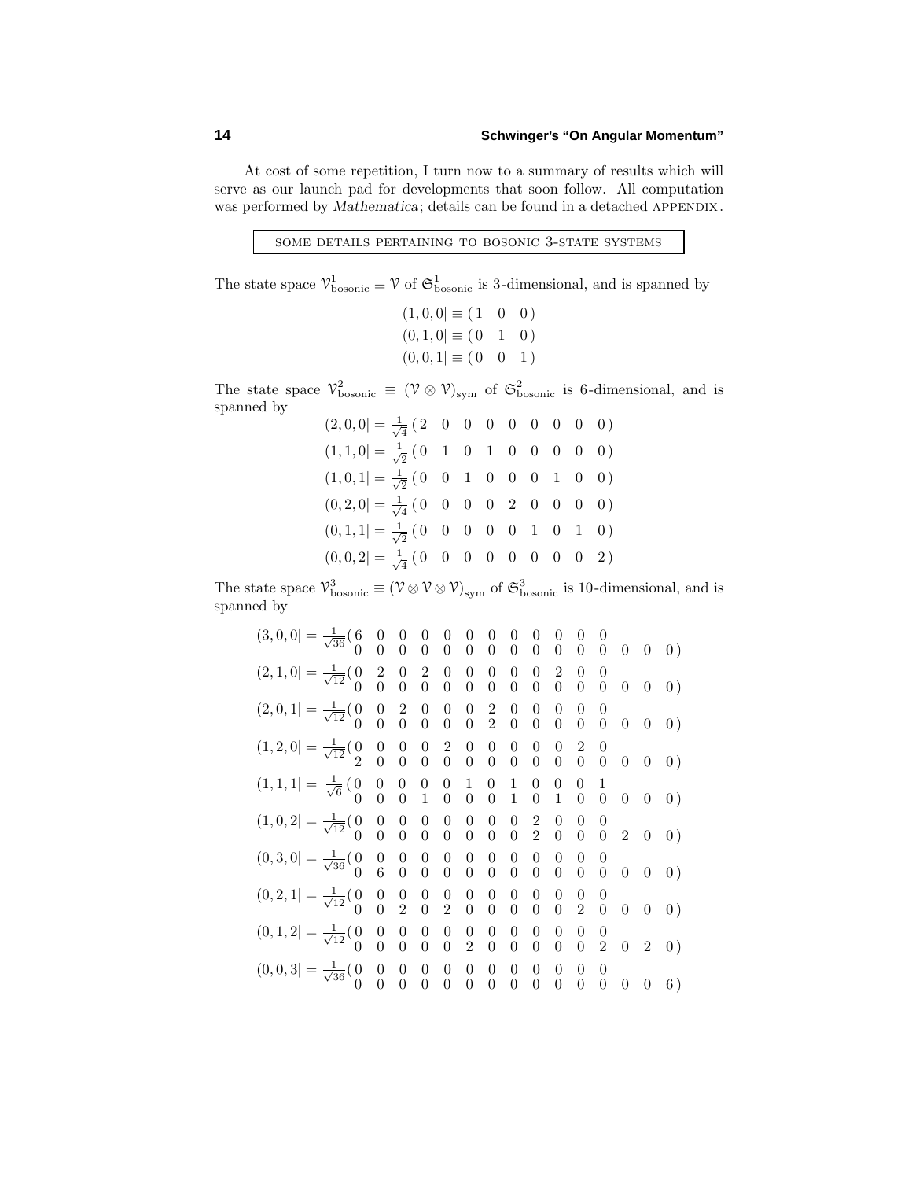At cost of some repetition, I turn now to a summary of results which will serve as our launch pad for developments that soon follow. All computation was performed by *Mathematica*; details can be found in a detached APPENDIX.

### SOME DETAILS PERTAINING TO BOSONIC 3-STATE SYSTEMS

The state space $\mathcal{V}^1_\text{bosonic} \equiv \mathcal{V}$ of $\mathfrak{S}^1_\text{bosonic}$ is 3-dimensional, and is spanned by

$$
\begin{aligned}
(1,0,0| &\equiv (\,1 \quad 0 \quad 0\,)\\
(0,1,0| &\equiv (\,0 \quad 1 \quad 0\,)\\
(0,0,1| &\equiv (\,0 \quad 0 \quad 1\,)
\end{aligned}
$$

The state space $\mathcal{V}^2_\text{bosonic} \equiv (\mathcal{V}\otimes\mathcal{V})_\text{sym}$ of $\mathfrak{S}^2_\text{bosonic}$ is 6-dimensional, and is spanned by

$$
\begin{aligned}
(2,0,0| &= \tfrac{1}{\sqrt{4}}\,(\,2 \quad 0 \quad 0 \quad 0 \quad 0 \quad 0 \quad 0 \quad 0 \quad 0\,)\\
(1,1,0| &= \tfrac{1}{\sqrt{2}}\,(\,0 \quad 1 \quad 0 \quad 1 \quad 0 \quad 0 \quad 0 \quad 0 \quad 0\,)\\
(1,0,1| &= \tfrac{1}{\sqrt{2}}\,(\,0 \quad 0 \quad 1 \quad 0 \quad 0 \quad 0 \quad 1 \quad 0 \quad 0\,)\\
(0,2,0| &= \tfrac{1}{\sqrt{4}}\,(\,0 \quad 0 \quad 0 \quad 0 \quad 2 \quad 0 \quad 0 \quad 0 \quad 0\,)\\
(0,1,1| &= \tfrac{1}{\sqrt{2}}\,(\,0 \quad 0 \quad 0 \quad 0 \quad 0 \quad 1 \quad 0 \quad 1 \quad 0\,)\\
(0,0,2| &= \tfrac{1}{\sqrt{4}}\,(\,0 \quad 0 \quad 0 \quad 0 \quad 0 \quad 0 \quad 0 \quad 0 \quad 2\,)
\end{aligned}
$$

The state space $\mathcal{V}^3_\text{bosonic} \equiv (\mathcal{V}\otimes\mathcal{V}\otimes\mathcal{V})_\text{sym}$ of $\mathfrak{S}^3_\text{bosonic}$ is 10-dimensional, and is spanned by

$$
\begin{aligned}
(3,0,0| &= \tfrac{1}{\sqrt{36}}\,(\begin{smallmatrix}6&0&0&0&0&0&0&0&0&0&0&0&&&\\0&0&0&0&0&0&0&0&0&0&0&0&0&0&0\end{smallmatrix})\\
(2,1,0| &= \tfrac{1}{\sqrt{12}}\,(\begin{smallmatrix}0&2&0&2&0&0&0&0&0&2&0&0&&&\\0&0&0&0&0&0&0&0&0&0&0&0&0&0&0\end{smallmatrix})\\
(2,0,1| &= \tfrac{1}{\sqrt{12}}\,(\begin{smallmatrix}0&0&2&0&0&0&2&0&0&0&0&0&&&\\0&0&0&0&0&0&2&0&0&0&0&0&0&0&0\end{smallmatrix})\\
(1,2,0| &= \tfrac{1}{\sqrt{12}}\,(\begin{smallmatrix}0&0&0&0&2&0&0&0&0&0&2&0&&&\\2&0&0&0&0&0&0&0&0&0&0&0&0&0&0\end{smallmatrix})\\
(1,1,1| &= \tfrac{1}{\sqrt{6}}\,(\begin{smallmatrix}0&0&0&0&0&1&0&1&0&0&0&1&&&\\0&0&0&1&0&0&0&1&0&1&0&0&0&0&0\end{smallmatrix})\\
(1,0,2| &= \tfrac{1}{\sqrt{12}}\,(\begin{smallmatrix}0&0&0&0&0&0&0&0&2&0&0&0&&&\\0&0&0&0&0&0&0&0&2&0&0&0&2&0&0\end{smallmatrix})\\
(0,3,0| &= \tfrac{1}{\sqrt{36}}\,(\begin{smallmatrix}0&0&0&0&0&0&0&0&0&0&0&0&&&\\0&6&0&0&0&0&0&0&0&0&0&0&0&0&0\end{smallmatrix})\\
(0,2,1| &= \tfrac{1}{\sqrt{12}}\,(\begin{smallmatrix}0&0&0&0&0&0&0&0&0&0&0&0&&&\\0&0&2&0&2&0&0&0&0&0&2&0&0&0&0\end{smallmatrix})\\
(0,1,2| &= \tfrac{1}{\sqrt{12}}\,(\begin{smallmatrix}0&0&0&0&0&0&0&0&0&0&0&0&&&\\0&0&0&0&0&2&0&0&0&0&0&2&0&2&0\end{smallmatrix})\\
(0,0,3| &= \tfrac{1}{\sqrt{36}}\,(\begin{smallmatrix}0&0&0&0&0&0&0&0&0&0&0&0&&&\\0&0&0&0&0&0&0&0&0&0&0&0&0&0&6\end{smallmatrix})
\end{aligned}
$$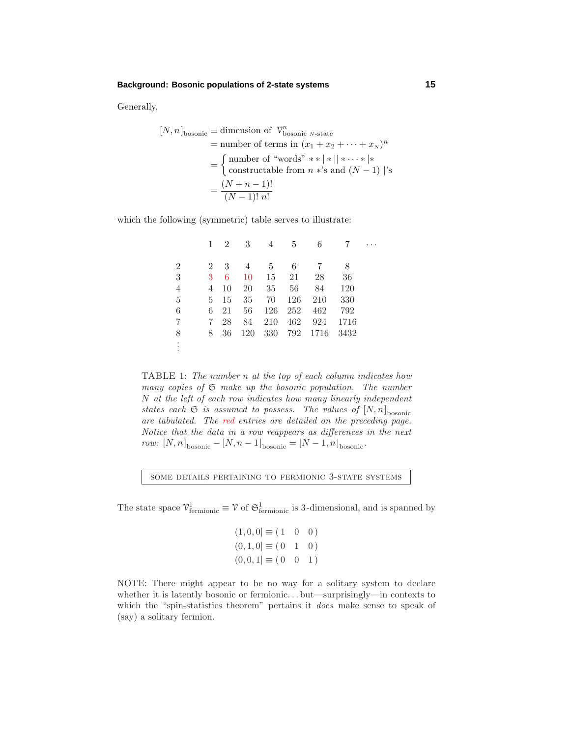Generally,

$$
\begin{aligned}
[N,n]_{\text{bosonic}} &\equiv \text{dimension of } \mathcal{V}^n_{\text{bosonic } N\text{-state}}\\
&= \text{number of terms in } (x_1 + x_2 + \cdots + x_N)^n\\
&= \begin{cases} \text{number of “words” } **|*||*\cdots*|* \\ \text{constructable from } n\ *\text{'s and } (N-1)\ |\text{'s} \end{cases}\\
&= \frac{(N+n-1)!}{(N-1)!\; n!}
\end{aligned}
$$

which the following (symmetric) table serves to illustrate:

| | 1 | 2 | 3 | 4 | 5 | 6 | 7 | $\cdots$ |
|---|---|---|---|---|---|---|---|---|
| 2 | 2 | 3 | 4 | 5 | 6 | 7 | 8 | |
| 3 | 3 | 6 | 10 | 15 | 21 | 28 | 36 | |
| 4 | 4 | 10 | 20 | 35 | 56 | 84 | 120 | |
| 5 | 5 | 15 | 35 | 70 | 126 | 210 | 330 | |
| 6 | 6 | 21 | 56 | 126 | 252 | 462 | 792 | |
| 7 | 7 | 28 | 84 | 210 | 462 | 924 | 1716 | |
| 8 | 8 | 36 | 120 | 330 | 792 | 1716 | 3432 | |
| $\vdots$ | | | | | | | | |

TABLE 1: *The number $n$ at the top of each column indicates how many copies of $\mathfrak{S}$ make up the bosonic population. The number $N$ at the left of each row indicates how many linearly independent states each $\mathfrak{S}$ is assumed to possess. The values of $[N,n]_{\text{bosonic}}$ are tabulated. The red entries are detailed on the preceding page. Notice that the data in a row reappears as differences in the next row: $[N,n]_{\text{bosonic}} - [N,n-1]_{\text{bosonic}} = [N-1,n]_{\text{bosonic}}$.*

## SOME DETAILS PERTAINING TO FERMIONIC 3-STATE SYSTEMS

The state space $\mathcal{V}^1_{\text{fermionic}} \equiv \mathcal{V}$ of $\mathfrak{S}^1_{\text{fermionic}}$ is 3-dimensional, and is spanned by

$$
\begin{aligned}
(1,0,0| &\equiv \begin{pmatrix} 1 & 0 & 0 \end{pmatrix}\\
(0,1,0| &\equiv \begin{pmatrix} 0 & 1 & 0 \end{pmatrix}\\
(0,0,1| &\equiv \begin{pmatrix} 0 & 0 & 1 \end{pmatrix}
\end{aligned}
$$

NOTE: There might appear to be no way for a solitary system to declare whether it is latently bosonic or fermionic... but—surprisingly—in contexts to which the “spin-statistics theorem” pertains it *does* make sense to speak of (say) a solitary fermion.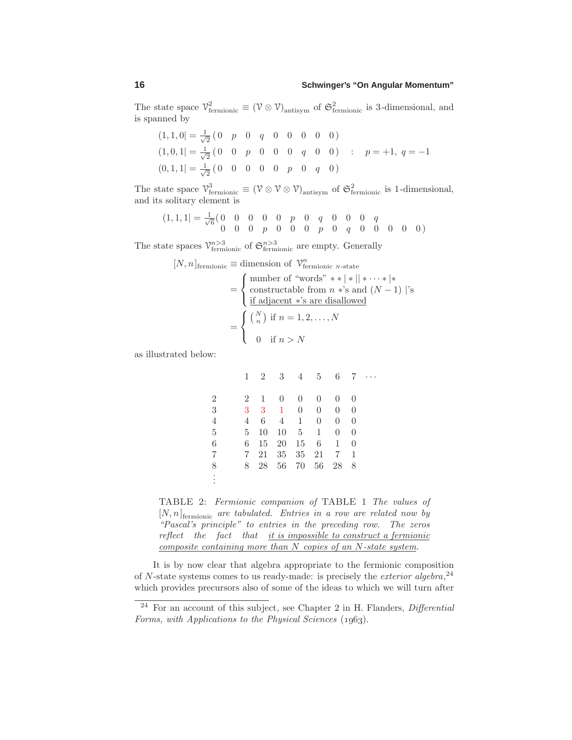The state space $\mathcal{V}^2_{\text{fermionic}} \equiv (\mathcal{V}\otimes\mathcal{V})_{\text{antisym}}$ of $\mathfrak{S}^2_{\text{fermionic}}$ is 3-dimensional, and is spanned by

$$
\begin{aligned}
(1,1,0| &= \tfrac{1}{\sqrt{2}}\big(\,0\quad p\quad 0\quad q\quad 0\quad 0\quad 0\quad 0\quad 0\,\big)\\
(1,0,1| &= \tfrac{1}{\sqrt{2}}\big(\,0\quad 0\quad p\quad 0\quad 0\quad 0\quad q\quad 0\quad 0\,\big) \quad : \quad p=+1,\ q=-1\\
(0,1,1| &= \tfrac{1}{\sqrt{2}}\big(\,0\quad 0\quad 0\quad 0\quad 0\quad p\quad 0\quad q\quad 0\,\big)
\end{aligned}
$$

The state space $\mathcal{V}^3_{\text{fermionic}} \equiv (\mathcal{V}\otimes\mathcal{V}\otimes\mathcal{V})_{\text{antisym}}$ of $\mathfrak{S}^2_{\text{fermionic}}$ is 1-dimensional, and its solitary element is

$$
\begin{aligned}
(1,1,1| = \tfrac{1}{\sqrt{6}}\big(\,&0\quad 0\quad 0\quad 0\quad 0\quad p\quad 0\quad q\quad 0\quad 0\quad 0\quad q\\
&0\quad 0\quad 0\quad p\quad 0\quad 0\quad 0\quad p\quad 0\quad q\quad 0\quad 0\quad 0\quad 0\quad 0\,\big)
\end{aligned}
$$

The state spaces $\mathcal{V}^{n>3}_{\text{fermionic}}$ of $\mathfrak{S}^{n>3}_{\text{fermionic}}$ are empty. Generally

$$
\begin{aligned}
[N,n]_{\text{fermionic}} &\equiv \text{dimension of } \mathcal{V}^n_{\text{fermionic }N\text{-state}}\\
&= \begin{cases} \text{number of "words" } **|*||*\cdots*|* \\ \text{constructable from } n\ *\text{'s and } (N-1)\ |\text{'s} \\ \underline{\text{if adjacent }*\text{'s are disallowed}} \end{cases}\\
&= \begin{cases} \binom{N}{n} \text{ if } n=1,2,\ldots,N \\[1ex] 0 \quad \text{if } n>N \end{cases}
\end{aligned}
$$

as illustrated below:

| | 1 | 2 | 3 | 4 | 5 | 6 | 7 | $\cdots$ |
|---|---|---|---|---|---|---|---|---|
| 2 | 2 | 1 | 0 | 0 | 0 | 0 | 0 | |
| 3 | 3 | 3 | 1 | 0 | 0 | 0 | 0 | |
| 4 | 4 | 6 | 4 | 1 | 0 | 0 | 0 | |
| 5 | 5 | 10 | 10 | 5 | 1 | 0 | 0 | |
| 6 | 6 | 15 | 20 | 15 | 6 | 1 | 0 | |
| 7 | 7 | 21 | 35 | 35 | 21 | 7 | 1 | |
| 8 | 8 | 28 | 56 | 70 | 56 | 28 | 8 | |
| $\vdots$ | | | | | | | | |

TABLE 2: *Fermionic companion of* TABLE 1 *The values of* $[N,n]_{\text{fermionic}}$ *are tabulated. Entries in a row are related now by "Pascal's principle" to entries in the preceding row. The zeros reflect the fact that* <u>*it is impossible to construct a fermionic composite containing more than N copies of an N-state system*</u>.

It is by now clear that algebra appropriate to the fermionic composition of $N$-state systems comes to us ready-made: is precisely the *exterior algebra*,[24] which provides precursors also of some of the ideas to which we will turn after

[24] For an account of this subject, see Chapter 2 in H. Flanders, *Differential Forms, with Applications to the Physical Sciences* (1963).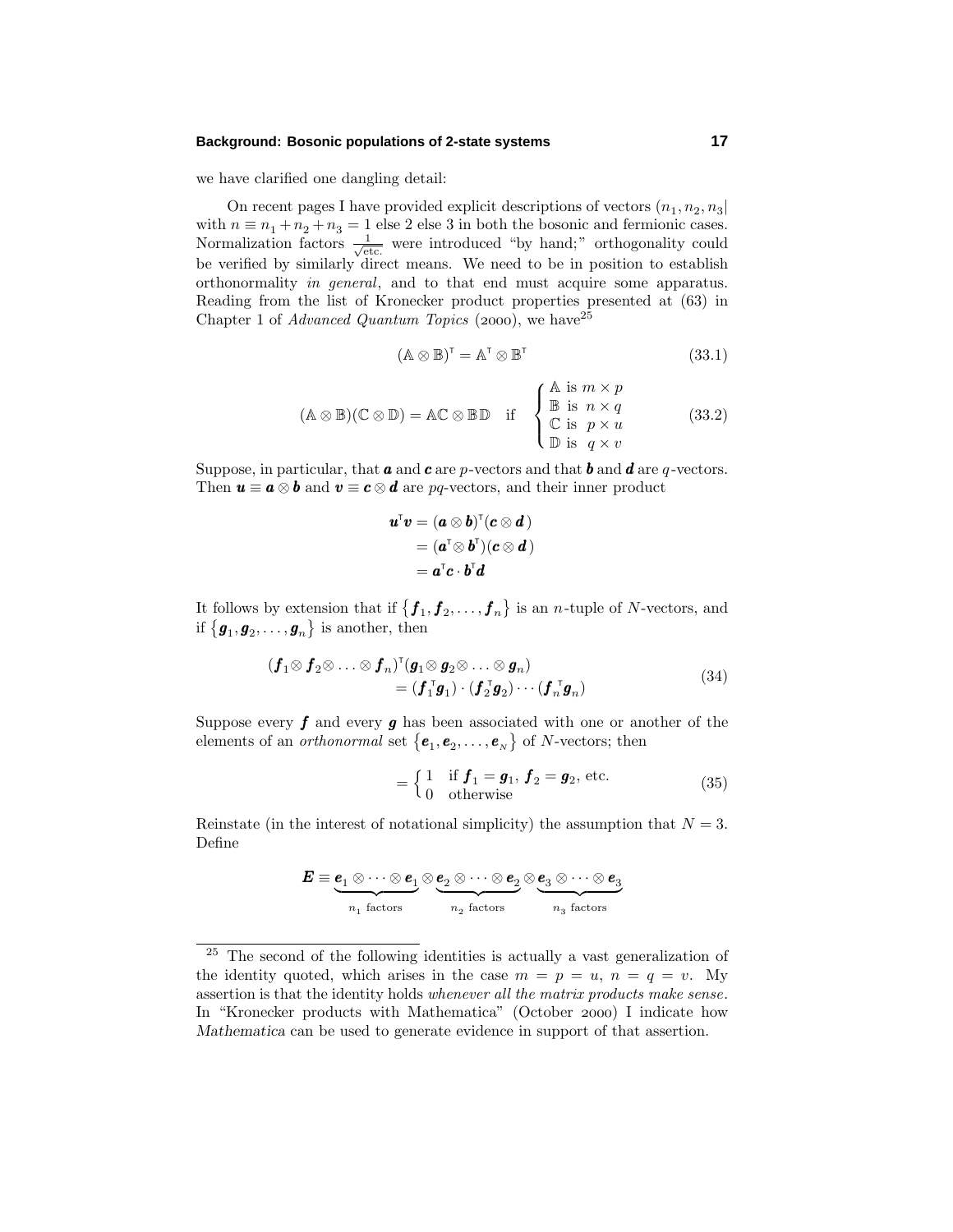we have clarified one dangling detail:

On recent pages I have provided explicit descriptions of vectors $(n_1, n_2, n_3|$ with $n \equiv n_1 + n_2 + n_3 = 1$ else 2 else 3 in both the bosonic and fermionic cases. Normalization factors $\frac{1}{\sqrt{\text{etc.}}}$ were introduced "by hand;" orthogonality could be verified by similarly direct means. We need to be in position to establish orthonormality *in general*, and to that end must acquire some apparatus. Reading from the list of Kronecker product properties presented at (63) in Chapter 1 of *Advanced Quantum Topics* (2000), we have[25]

$$(\mathbb{A} \otimes \mathbb{B})^{\mathsf{T}} = \mathbb{A}^{\mathsf{T}} \otimes \mathbb{B}^{\mathsf{T}} \tag{33.1}$$

$$(\mathbb{A} \otimes \mathbb{B})(\mathbb{C} \otimes \mathbb{D}) = \mathbb{A}\mathbb{C} \otimes \mathbb{B}\mathbb{D} \quad \text{if} \quad \begin{cases} \mathbb{A} \text{ is } m \times p \\ \mathbb{B} \text{ is } n \times q \\ \mathbb{C} \text{ is } p \times u \\ \mathbb{D} \text{ is } q \times v \end{cases} \tag{33.2}$$

Suppose, in particular, that $\boldsymbol{a}$ and $\boldsymbol{c}$ are $p$-vectors and that $\boldsymbol{b}$ and $\boldsymbol{d}$ are $q$-vectors. Then $\boldsymbol{u} \equiv \boldsymbol{a} \otimes \boldsymbol{b}$ and $\boldsymbol{v} \equiv \boldsymbol{c} \otimes \boldsymbol{d}$ are $pq$-vectors, and their inner product

$$\begin{aligned} \boldsymbol{u}^{\mathsf{T}}\boldsymbol{v} &= (\boldsymbol{a} \otimes \boldsymbol{b})^{\mathsf{T}}(\boldsymbol{c} \otimes \boldsymbol{d}) \\ &= (\boldsymbol{a}^{\mathsf{T}} \otimes \boldsymbol{b}^{\mathsf{T}})(\boldsymbol{c} \otimes \boldsymbol{d}) \\ &= \boldsymbol{a}^{\mathsf{T}}\boldsymbol{c} \cdot \boldsymbol{b}^{\mathsf{T}}\boldsymbol{d} \end{aligned}$$

It follows by extension that if $\{\boldsymbol{f}_1, \boldsymbol{f}_2, \ldots, \boldsymbol{f}_n\}$ is an $n$-tuple of $N$-vectors, and if $\{\boldsymbol{g}_1, \boldsymbol{g}_2, \ldots, \boldsymbol{g}_n\}$ is another, then

$$\begin{aligned} (\boldsymbol{f}_1 \otimes \boldsymbol{f}_2 \otimes \ldots \otimes \boldsymbol{f}_n)^{\mathsf{T}}&(\boldsymbol{g}_1 \otimes \boldsymbol{g}_2 \otimes \ldots \otimes \boldsymbol{g}_n) \\ &= (\boldsymbol{f}_1^{\mathsf{T}}\boldsymbol{g}_1) \cdot (\boldsymbol{f}_2^{\mathsf{T}}\boldsymbol{g}_2) \cdots (\boldsymbol{f}_n^{\mathsf{T}}\boldsymbol{g}_n) \end{aligned} \tag{34}$$

Suppose every $\boldsymbol{f}$ and every $\boldsymbol{g}$ has been associated with one or another of the elements of an *orthonormal* set $\{\boldsymbol{e}_1, \boldsymbol{e}_2, \ldots, \boldsymbol{e}_N\}$ of $N$-vectors; then

$$= \begin{cases} 1 & \text{if } \boldsymbol{f}_1 = \boldsymbol{g}_1,\ \boldsymbol{f}_2 = \boldsymbol{g}_2, \text{ etc.} \\ 0 & \text{otherwise} \end{cases} \tag{35}$$

Reinstate (in the interest of notational simplicity) the assumption that $N = 3$. Define

$$\boldsymbol{E} \equiv \underbrace{\boldsymbol{e}_1 \otimes \cdots \otimes \boldsymbol{e}_1}_{n_1 \text{ factors}} \otimes \underbrace{\boldsymbol{e}_2 \otimes \cdots \otimes \boldsymbol{e}_2}_{n_2 \text{ factors}} \otimes \underbrace{\boldsymbol{e}_3 \otimes \cdots \otimes \boldsymbol{e}_3}_{n_3 \text{ factors}}$$

---

[25] The second of the following identities is actually a vast generalization of the identity quoted, which arises in the case $m = p = u$, $n = q = v$. My assertion is that the identity holds *whenever all the matrix products make sense*. In "Kronecker products with Mathematica" (October 2000) I indicate how *Mathematica* can be used to generate evidence in support of that assertion.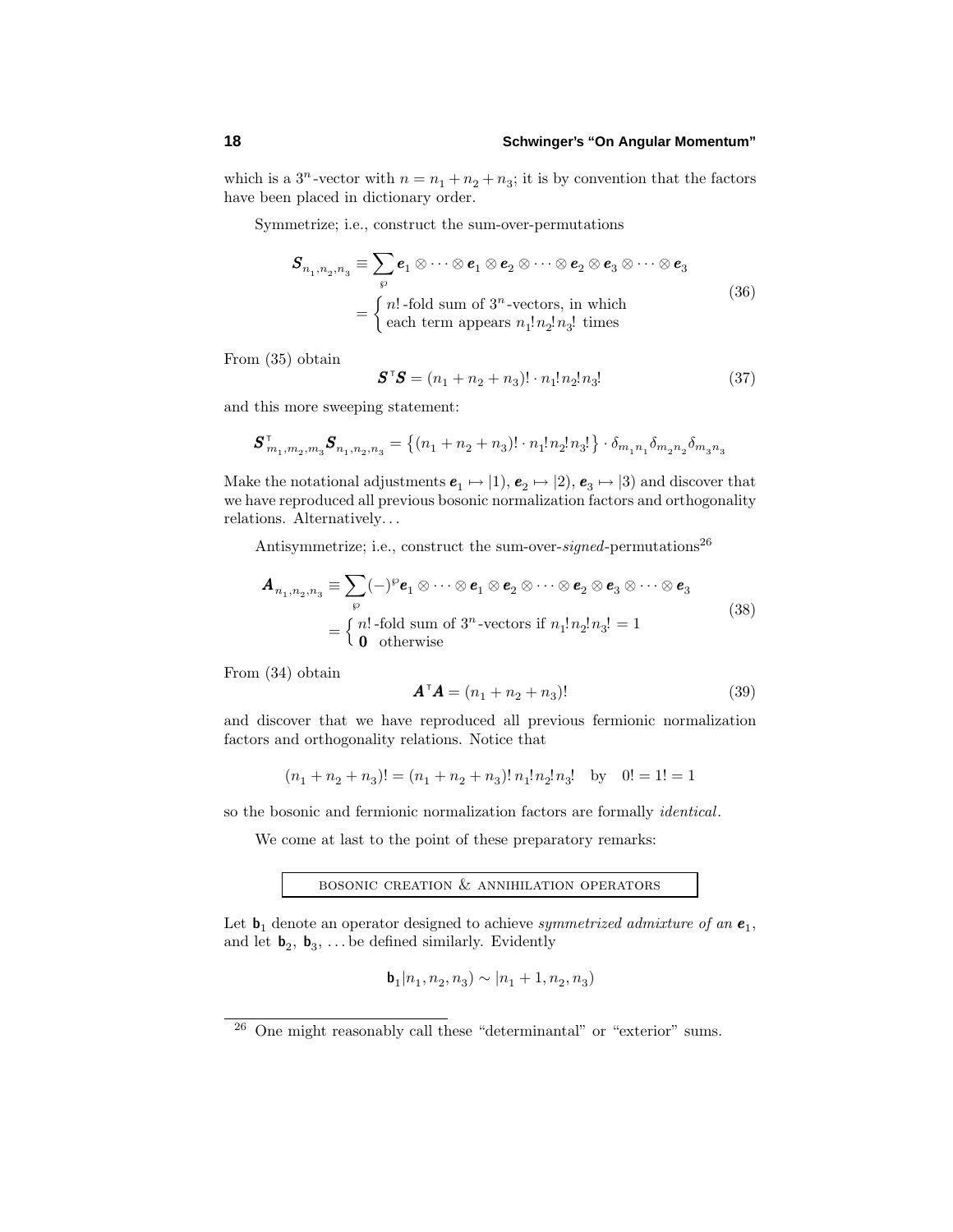which is a $3^n$-vector with $n = n_1 + n_2 + n_3$; it is by convention that the factors have been placed in dictionary order.

Symmetrize; i.e., construct the sum-over-permutations

$$
\begin{aligned}
\boldsymbol{S}_{n_1,n_2,n_3} &\equiv \sum_{\wp} \boldsymbol{e}_1 \otimes \cdots \otimes \boldsymbol{e}_1 \otimes \boldsymbol{e}_2 \otimes \cdots \otimes \boldsymbol{e}_2 \otimes \boldsymbol{e}_3 \otimes \cdots \otimes \boldsymbol{e}_3 \\
&= \begin{cases} n!\text{-fold sum of } 3^n\text{-vectors, in which} \\ \text{each term appears } n_1!n_2!n_3! \text{ times} \end{cases}
\end{aligned}
\tag{36}
$$

From (35) obtain

$$
\boldsymbol{S}^{\mathsf{T}}\boldsymbol{S} = (n_1 + n_2 + n_3)! \cdot n_1!n_2!n_3! \tag{37}
$$

and this more sweeping statement:

$$
\boldsymbol{S}^{\mathsf{T}}_{m_1,m_2,m_3}\boldsymbol{S}_{n_1,n_2,n_3} = \big\{(n_1 + n_2 + n_3)! \cdot n_1!n_2!n_3!\big\} \cdot \delta_{m_1 n_1}\delta_{m_2 n_2}\delta_{m_3 n_3}
$$

Make the notational adjustments $\boldsymbol{e}_1 \mapsto |1)$, $\boldsymbol{e}_2 \mapsto |2)$, $\boldsymbol{e}_3 \mapsto |3)$ and discover that we have reproduced all previous bosonic normalization factors and orthogonality relations. Alternatively. . .

Antisymmetrize; i.e., construct the sum-over-*signed*-permutations[26]

$$
\begin{aligned}
\boldsymbol{A}_{n_1,n_2,n_3} &\equiv \sum_{\wp} (-)^{\wp} \boldsymbol{e}_1 \otimes \cdots \otimes \boldsymbol{e}_1 \otimes \boldsymbol{e}_2 \otimes \cdots \otimes \boldsymbol{e}_2 \otimes \boldsymbol{e}_3 \otimes \cdots \otimes \boldsymbol{e}_3 \\
&= \begin{cases} n!\text{-fold sum of } 3^n\text{-vectors if } n_1!n_2!n_3! = 1 \\ \boldsymbol{0} \quad \text{otherwise} \end{cases}
\end{aligned}
\tag{38}
$$

From (34) obtain

$$
\boldsymbol{A}^{\mathsf{T}}\boldsymbol{A} = (n_1 + n_2 + n_3)! \tag{39}
$$

and discover that we have reproduced all previous fermionic normalization factors and orthogonality relations. Notice that

$$
(n_1 + n_2 + n_3)! = (n_1 + n_2 + n_3)!\, n_1!n_2!n_3! \quad \text{by} \quad 0! = 1! = 1
$$

so the bosonic and fermionic normalization factors are formally *identical*.

We come at last to the point of these preparatory remarks:

## BOSONIC CREATION & ANNIHILATION OPERATORS

Let $\mathbf{b}_1$ denote an operator designed to achieve *symmetrized admixture of an* $\boldsymbol{e}_1$, and let $\mathbf{b}_2$, $\mathbf{b}_3$, . . . be defined similarly. Evidently

$$
\mathbf{b}_1|n_1, n_2, n_3) \sim |n_1 + 1, n_2, n_3)
$$

---

[26] One might reasonably call these "determinantal" or "exterior" sums.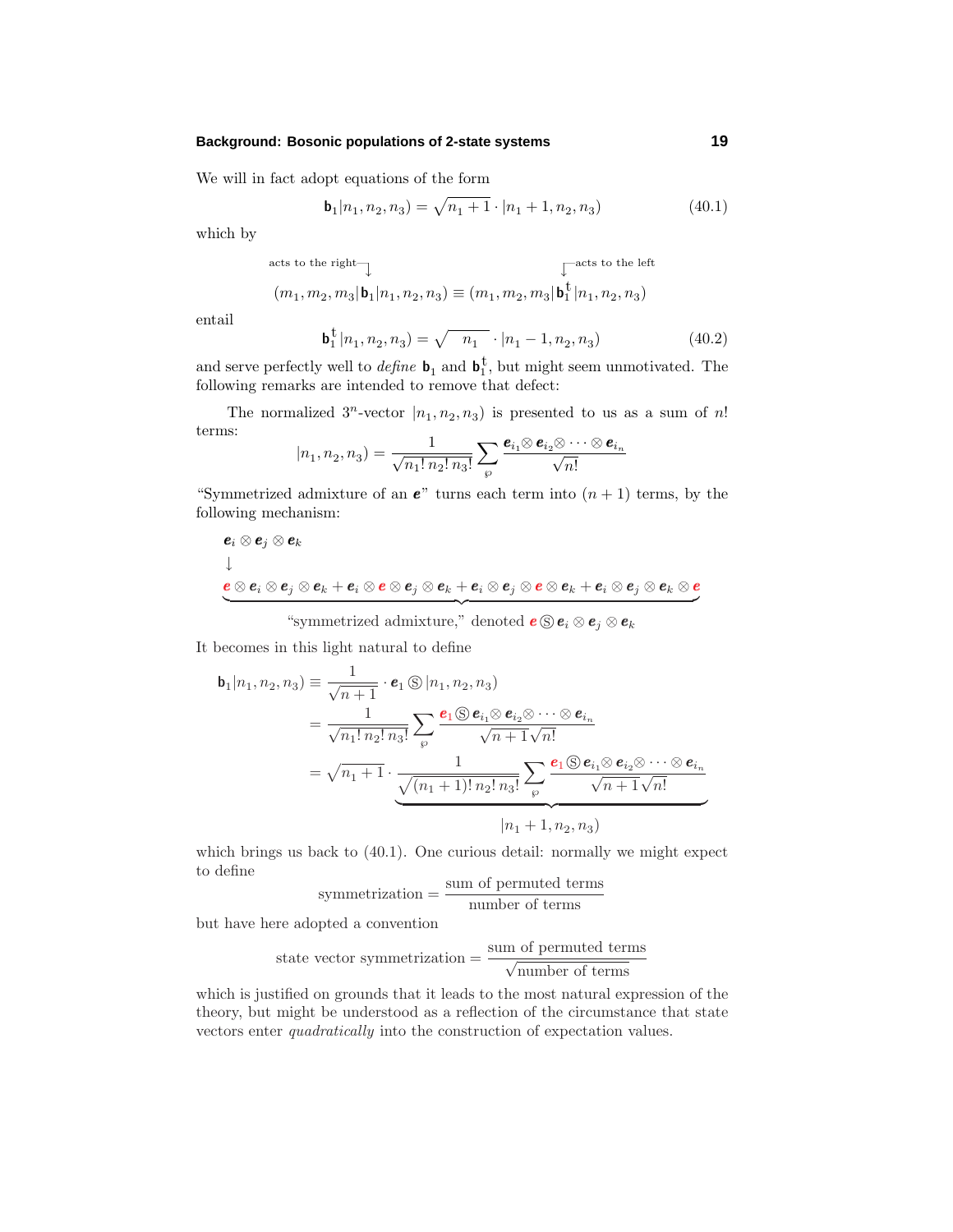We will in fact adopt equations of the form

$$\mathbf{b}_1|n_1, n_2, n_3) = \sqrt{n_1+1}\cdot|n_1+1, n_2, n_3) \tag{40.1}$$

which by

$$\overset{\text{acts to the right}}{(m_1, m_2, m_3|\mathbf{b}_1|n_1, n_2, n_3)} \equiv \overset{\text{acts to the left}}{(m_1, m_2, m_3|\mathbf{b}_1^{\mathsf{t}}|n_1, n_2, n_3)}$$

entail

$$\mathbf{b}_1^{\mathsf{t}}|n_1, n_2, n_3) = \sqrt{\phantom{+}n_1\phantom{+}}\cdot|n_1-1, n_2, n_3) \tag{40.2}$$

and serve perfectly well to *define* $\mathbf{b}_1$ and $\mathbf{b}_1^{\mathsf{t}}$, but might seem unmotivated. The following remarks are intended to remove that defect:

The normalized $3^n$-vector $|n_1, n_2, n_3)$ is presented to us as a sum of $n!$ terms:

$$|n_1, n_2, n_3) = \frac{1}{\sqrt{n_1!\,n_2!\,n_3!}}\sum_{\wp}\frac{\boldsymbol{e}_{i_1}\otimes\boldsymbol{e}_{i_2}\otimes\cdots\otimes\boldsymbol{e}_{i_n}}{\sqrt{n!}}$$

"Symmetrized admixture of an $\boldsymbol{e}$" turns each term into $(n+1)$ terms, by the following mechanism:

$$\begin{array}{l}\boldsymbol{e}_i\otimes\boldsymbol{e}_j\otimes\boldsymbol{e}_k\\ \downarrow\\ \underbrace{\boldsymbol{e}\otimes\boldsymbol{e}_i\otimes\boldsymbol{e}_j\otimes\boldsymbol{e}_k+\boldsymbol{e}_i\otimes\boldsymbol{e}\otimes\boldsymbol{e}_j\otimes\boldsymbol{e}_k+\boldsymbol{e}_i\otimes\boldsymbol{e}_j\otimes\boldsymbol{e}\otimes\boldsymbol{e}_k+\boldsymbol{e}_i\otimes\boldsymbol{e}_j\otimes\boldsymbol{e}_k\otimes\boldsymbol{e}}_{\text{“symmetrized admixture,” denoted } \boldsymbol{e}\,\text{Ⓢ}\,\boldsymbol{e}_i\otimes\boldsymbol{e}_j\otimes\boldsymbol{e}_k}\end{array}$$

It becomes in this light natural to define

$$\begin{aligned}\mathbf{b}_1|n_1, n_2, n_3) &\equiv \frac{1}{\sqrt{n+1}}\cdot\boldsymbol{e}_1\,\text{Ⓢ}\,|n_1, n_2, n_3)\\ &= \frac{1}{\sqrt{n_1!\,n_2!\,n_3!}}\sum_{\wp}\frac{\boldsymbol{e}_1\,\text{Ⓢ}\,\boldsymbol{e}_{i_1}\otimes\boldsymbol{e}_{i_2}\otimes\cdots\otimes\boldsymbol{e}_{i_n}}{\sqrt{n+1}\sqrt{n!}}\\ &= \sqrt{n_1+1}\cdot\underbrace{\frac{1}{\sqrt{(n_1+1)!\,n_2!\,n_3!}}\sum_{\wp}\frac{\boldsymbol{e}_1\,\text{Ⓢ}\,\boldsymbol{e}_{i_1}\otimes\boldsymbol{e}_{i_2}\otimes\cdots\otimes\boldsymbol{e}_{i_n}}{\sqrt{n+1}\sqrt{n!}}}_{|n_1+1, n_2, n_3)}\end{aligned}$$

which brings us back to (40.1). One curious detail: normally we might expect to define

$$\text{symmetrization} = \frac{\text{sum of permuted terms}}{\text{number of terms}}$$

but have here adopted a convention

$$\text{state vector symmetrization} = \frac{\text{sum of permuted terms}}{\sqrt{\text{number of terms}}}$$

which is justified on grounds that it leads to the most natural expression of the theory, but might be understood as a reflection of the circumstance that state vectors enter *quadratically* into the construction of expectation values.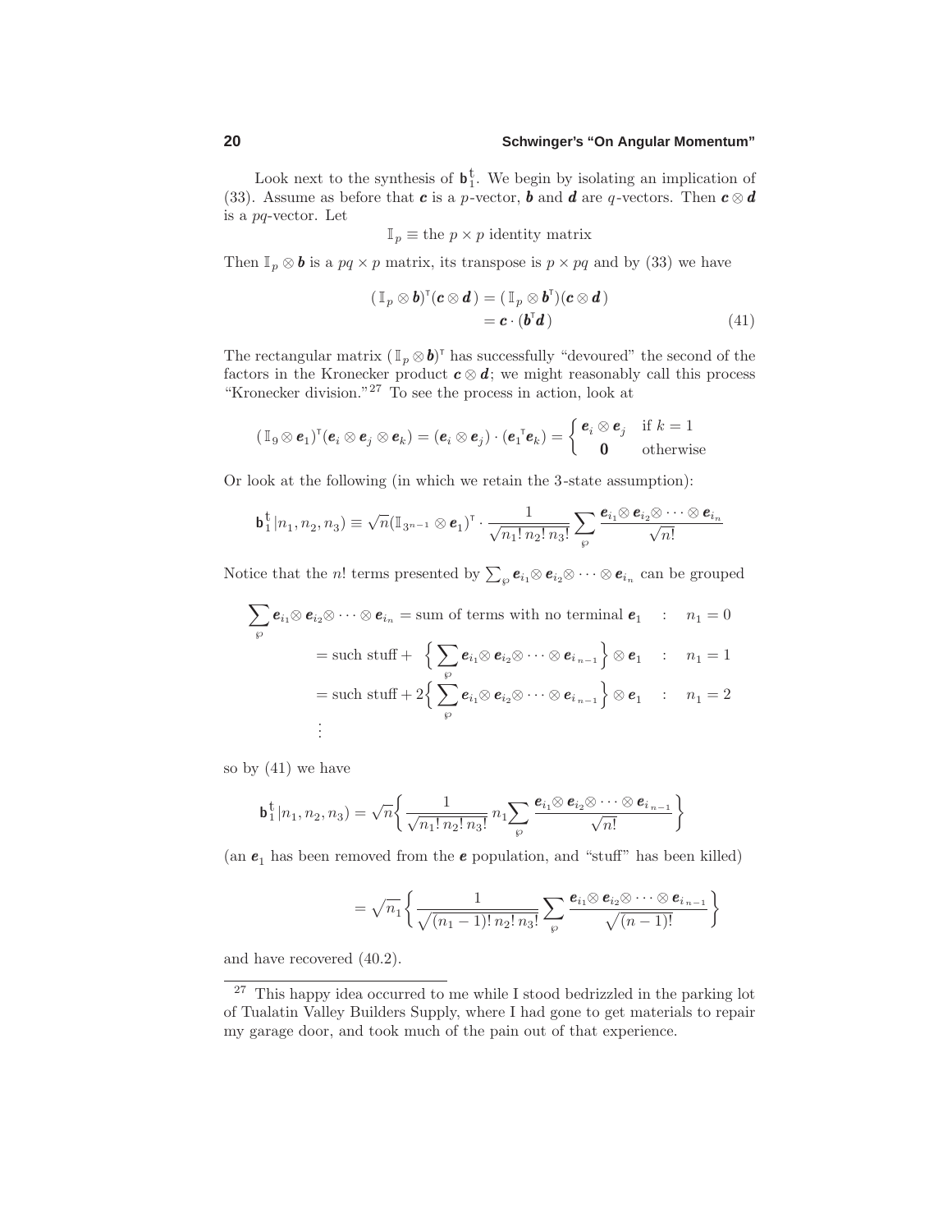Look next to the synthesis of $\mathsf{b}_1^{\,\mathsf{t}}$. We begin by isolating an implication of (33). Assume as before that $\boldsymbol{c}$ is a $p$-vector, $\boldsymbol{b}$ and $\boldsymbol{d}$ are $q$-vectors. Then $\boldsymbol{c}\otimes\boldsymbol{d}$ is a $pq$-vector. Let

$$\mathbb{I}_p \equiv \text{the } p\times p \text{ identity matrix}$$

Then $\mathbb{I}_p\otimes\boldsymbol{b}$ is a $pq\times p$ matrix, its transpose is $p\times pq$ and by (33) we have

$$\begin{aligned}(\mathbb{I}_p\otimes\boldsymbol{b})^{\mathsf{T}}(\boldsymbol{c}\otimes\boldsymbol{d}) &= (\mathbb{I}_p\otimes\boldsymbol{b}^{\mathsf{T}})(\boldsymbol{c}\otimes\boldsymbol{d})\\ &= \boldsymbol{c}\cdot(\boldsymbol{b}^{\mathsf{T}}\boldsymbol{d})\end{aligned}\tag{41}$$

The rectangular matrix $(\mathbb{I}_p\otimes\boldsymbol{b})^{\mathsf{T}}$ has successfully "devoured" the second of the factors in the Kronecker product $\boldsymbol{c}\otimes\boldsymbol{d}$; we might reasonably call this process "Kronecker division."[27] To see the process in action, look at

$$(\mathbb{I}_9\otimes\boldsymbol{e}_1)^{\mathsf{T}}(\boldsymbol{e}_i\otimes\boldsymbol{e}_j\otimes\boldsymbol{e}_k) = (\boldsymbol{e}_i\otimes\boldsymbol{e}_j)\cdot(\boldsymbol{e}_1^{\,\mathsf{T}}\boldsymbol{e}_k) = \begin{cases}\boldsymbol{e}_i\otimes\boldsymbol{e}_j & \text{if } k=1\\ \boldsymbol{0} & \text{otherwise}\end{cases}$$

Or look at the following (in which we retain the 3-state assumption):

$$\mathsf{b}_1^{\,\mathsf{t}}|n_1,n_2,n_3) \equiv \sqrt{n}(\mathbb{I}_{3^{n-1}}\otimes\boldsymbol{e}_1)^{\mathsf{T}}\cdot\frac{1}{\sqrt{n_1!\,n_2!\,n_3!}}\sum_{\wp}\frac{\boldsymbol{e}_{i_1}\otimes\boldsymbol{e}_{i_2}\otimes\cdots\otimes\boldsymbol{e}_{i_n}}{\sqrt{n!}}$$

Notice that the $n!$ terms presented by $\sum_\wp \boldsymbol{e}_{i_1}\otimes\boldsymbol{e}_{i_2}\otimes\cdots\otimes\boldsymbol{e}_{i_n}$ can be grouped

$$\begin{aligned}\sum_\wp \boldsymbol{e}_{i_1}\otimes\boldsymbol{e}_{i_2}\otimes\cdots\otimes\boldsymbol{e}_{i_n} &= \text{sum of terms with no terminal } \boldsymbol{e}_1 \quad : \quad n_1=0\\ &= \text{such stuff} + \Big\{\sum_\wp \boldsymbol{e}_{i_1}\otimes\boldsymbol{e}_{i_2}\otimes\cdots\otimes\boldsymbol{e}_{i_{n-1}}\Big\}\otimes\boldsymbol{e}_1 \quad : \quad n_1=1\\ &= \text{such stuff} + 2\Big\{\sum_\wp \boldsymbol{e}_{i_1}\otimes\boldsymbol{e}_{i_2}\otimes\cdots\otimes\boldsymbol{e}_{i_{n-1}}\Big\}\otimes\boldsymbol{e}_1 \quad : \quad n_1=2\\ &\;\;\vdots\end{aligned}$$

so by (41) we have

$$\mathsf{b}_1^{\,\mathsf{t}}|n_1,n_2,n_3) = \sqrt{n}\left\{\frac{1}{\sqrt{n_1!\,n_2!\,n_3!}}\,n_1\sum_\wp\frac{\boldsymbol{e}_{i_1}\otimes\boldsymbol{e}_{i_2}\otimes\cdots\otimes\boldsymbol{e}_{i_{n-1}}}{\sqrt{n!}}\right\}$$

(an $\boldsymbol{e}_1$ has been removed from the $\boldsymbol{e}$ population, and "stuff" has been killed)

$$= \sqrt{n_1}\left\{\frac{1}{\sqrt{(n_1-1)!\,n_2!\,n_3!}}\sum_\wp\frac{\boldsymbol{e}_{i_1}\otimes\boldsymbol{e}_{i_2}\otimes\cdots\otimes\boldsymbol{e}_{i_{n-1}}}{\sqrt{(n-1)!}}\right\}$$

and have recovered (40.2).

---

[27] This happy idea occurred to me while I stood bedrizzled in the parking lot of Tualatin Valley Builders Supply, where I had gone to get materials to repair my garage door, and took much of the pain out of that experience.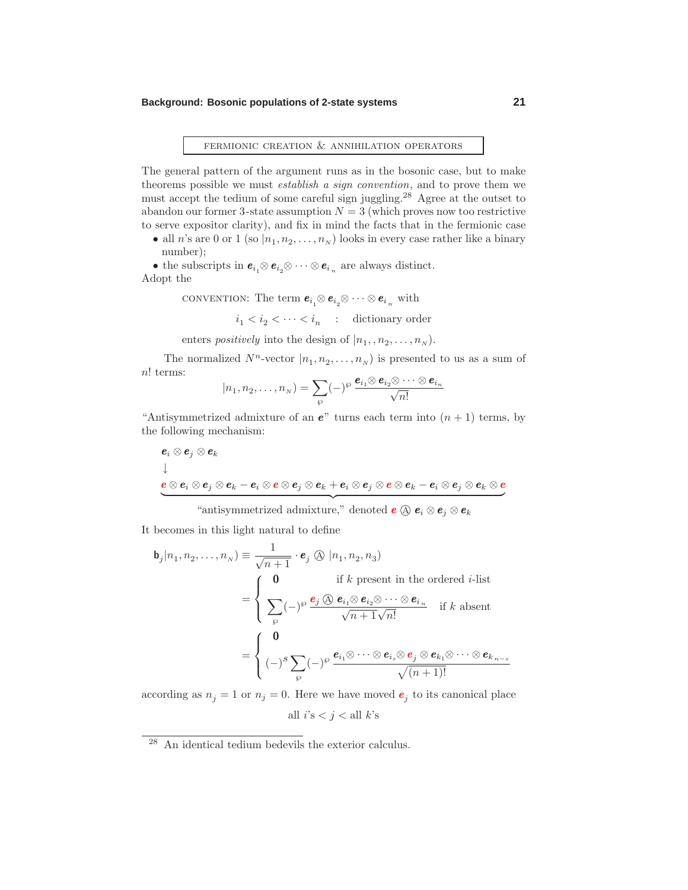## FERMIONIC CREATION & ANNIHILATION OPERATORS

The general pattern of the argument runs as in the bosonic case, but to make theorems possible we must *establish a sign convention*, and to prove them we must accept the tedium of some careful sign juggling.[28] Agree at the outset to abandon our former 3-state assumption $N = 3$ (which proves now too restrictive to serve expositor clarity), and fix in mind the facts that in the fermionic case

- all $n$'s are 0 or 1 (so $|n_1, n_2, \ldots, n_N)$ looks in every case rather like a binary number);
- the subscripts in $\boldsymbol{e}_{i_1}\otimes \boldsymbol{e}_{i_2}\otimes \cdots \otimes \boldsymbol{e}_{i_n}$ are always distinct.

Adopt the

> CONVENTION: The term $\boldsymbol{e}_{i_1}\otimes \boldsymbol{e}_{i_2}\otimes \cdots \otimes \boldsymbol{e}_{i_n}$ with
>
> $$i_1 < i_2 < \cdots < i_n \quad : \quad \text{dictionary order}$$
>
> enters *positively* into the design of $|n_1, , n_2, \ldots, n_N)$.

The normalized $N^n$-vector $|n_1, n_2, \ldots, n_N)$ is presented to us as a sum of $n!$ terms:

$$|n_1, n_2, \ldots, n_N) = \sum_{\wp} (-)^{\wp}\, \frac{\boldsymbol{e}_{i_1}\otimes \boldsymbol{e}_{i_2}\otimes \cdots \otimes \boldsymbol{e}_{i_n}}{\sqrt{n!}}$$

"Antisymmetrized admixture of an $\boldsymbol{e}$" turns each term into $(n+1)$ terms, by the following mechanism:

$$\boldsymbol{e}_i \otimes \boldsymbol{e}_j \otimes \boldsymbol{e}_k$$
$$\downarrow$$
$$\underbrace{\boldsymbol{e}\otimes \boldsymbol{e}_i \otimes \boldsymbol{e}_j \otimes \boldsymbol{e}_k - \boldsymbol{e}_i \otimes \boldsymbol{e}\otimes \boldsymbol{e}_j \otimes \boldsymbol{e}_k + \boldsymbol{e}_i \otimes \boldsymbol{e}_j \otimes \boldsymbol{e}\otimes \boldsymbol{e}_k - \boldsymbol{e}_i \otimes \boldsymbol{e}_j \otimes \boldsymbol{e}_k \otimes \boldsymbol{e}}$$

"antisymmetrized admixture," denoted $\boldsymbol{e}$ Ⓐ $\boldsymbol{e}_i \otimes \boldsymbol{e}_j \otimes \boldsymbol{e}_k$

It becomes in this light natural to define

$$\begin{aligned}
\mathsf{b}_j|n_1, n_2, \ldots, n_N) &\equiv \frac{1}{\sqrt{n+1}}\cdot \boldsymbol{e}_j \text{ Ⓐ } |n_1, n_2, n_3) \\
&= \begin{cases} \mathbf{0} & \text{if } k \text{ present in the ordered } i\text{-list} \\ \displaystyle\sum_{\wp} (-)^{\wp}\, \frac{\boldsymbol{e}_j \text{ Ⓐ } \boldsymbol{e}_{i_1}\otimes \boldsymbol{e}_{i_2}\otimes \cdots \otimes \boldsymbol{e}_{i_n}}{\sqrt{n+1}\sqrt{n!}} & \text{if } k \text{ absent} \end{cases} \\
&= \begin{cases} \mathbf{0} \\ \displaystyle (-)^s \sum_{\wp} (-)^{\wp}\, \frac{\boldsymbol{e}_{i_1}\otimes \cdots \otimes \boldsymbol{e}_{i_s}\otimes \boldsymbol{e}_j \otimes \boldsymbol{e}_{k_1}\otimes \cdots \otimes \boldsymbol{e}_{k_{n-s}}}{\sqrt{(n+1)!}} \end{cases}
\end{aligned}$$

according as $n_j = 1$ or $n_j = 0$. Here we have moved $\boldsymbol{e}_j$ to its canonical place

$$\text{all } i\text{'s} < j < \text{all } k\text{'s}$$

[28] An identical tedium bedevils the exterior calculus.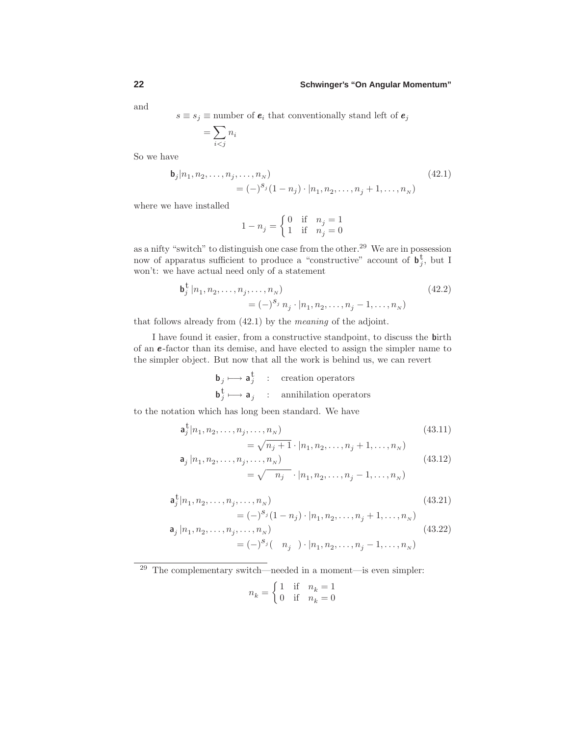and

$$s \equiv s_j \equiv \text{number of } \boldsymbol{e}_i \text{ that conventionally stand left of } \boldsymbol{e}_j$$
$$= \sum_{i<j} n_i$$

So we have

$$\mathsf{b}_j|n_1, n_2, \ldots, n_j, \ldots, n_N) \\ = (-)^{s_j}(1-n_j)\cdot|n_1, n_2, \ldots, n_j+1, \ldots, n_N) \tag{42.1}$$

where we have installed

$$1 - n_j = \begin{cases} 0 & \text{if} \quad n_j = 1 \\ 1 & \text{if} \quad n_j = 0 \end{cases}$$

as a nifty "switch" to distinguish one case from the other.[29] We are in possession now of apparatus sufficient to produce a "constructive" account of $\mathsf{b}_j^{\text{t}}$, but I won't: we have actual need only of a statement

$$\mathsf{b}_j^{\text{t}}|n_1, n_2, \ldots, n_j, \ldots, n_N) \\ = (-)^{s_j}\, n_j\cdot|n_1, n_2, \ldots, n_j-1, \ldots, n_N) \tag{42.2}$$

that follows already from (42.1) by the *meaning* of the adjoint.

I have found it easier, from a constructive standpoint, to discuss the **b**irth of an $\boldsymbol{e}$-factor than its demise, and have elected to assign the simpler name to the simpler object. But now that all the work is behind us, we can revert

$$\mathsf{b}_j \longmapsto \mathsf{a}_j^{\text{t}} \quad : \quad \text{creation operators}$$
$$\mathsf{b}_j^{\text{t}} \longmapsto \mathsf{a}_j \quad : \quad \text{annihilation operators}$$

to the notation which has long been standard. We have

$$\mathsf{a}_j^{\text{t}}|n_1, n_2, \ldots, n_j, \ldots, n_N) \\ = \sqrt{n_j+1}\cdot|n_1, n_2, \ldots, n_j+1, \ldots, n_N) \tag{43.11}$$

$$\mathsf{a}_j\,|n_1, n_2, \ldots, n_j, \ldots, n_N) \\ = \sqrt{\quad n_j \quad}\cdot|n_1, n_2, \ldots, n_j-1, \ldots, n_N) \tag{43.12}$$

$$\mathsf{a}_j^{\text{t}}|n_1, n_2, \ldots, n_j, \ldots, n_N) \\ = (-)^{s_j}(1-n_j)\cdot|n_1, n_2, \ldots, n_j+1, \ldots, n_N) \tag{43.21}$$

$$\mathsf{a}_j\,|n_1, n_2, \ldots, n_j, \ldots, n_N) \\ = (-)^{s_j}(\quad n_j \quad)\cdot|n_1, n_2, \ldots, n_j-1, \ldots, n_N) \tag{43.22}$$

---

[29] The complementary switch—needed in a moment—is even simpler:

$$n_k = \begin{cases} 1 & \text{if} \quad n_k = 1 \\ 0 & \text{if} \quad n_k = 0 \end{cases}$$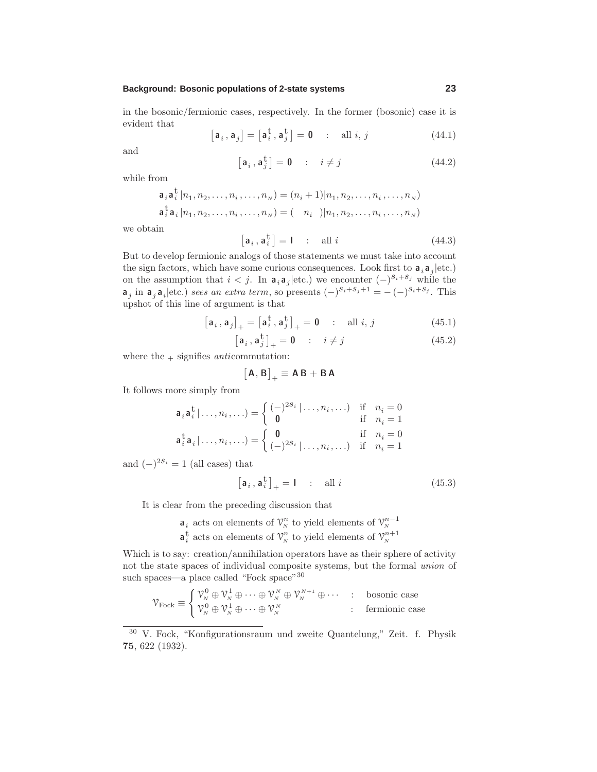in the bosonic/fermionic cases, respectively. In the former (bosonic) case it is evident that

$$\big[\,\mathsf{a}_i\,,\mathsf{a}_j\big] = \big[\,\mathsf{a}_i^{\mathsf{t}}\,,\mathsf{a}_j^{\mathsf{t}}\big] = \mathbf{0} \quad : \quad \text{all } i,\, j \tag{44.1}$$

and

$$\big[\,\mathsf{a}_i\,,\mathsf{a}_j^{\mathsf{t}}\big] = \mathbf{0} \quad : \quad i \neq j \tag{44.2}$$

while from

$$\begin{aligned}
\mathsf{a}_i\mathsf{a}_i^{\mathsf{t}}\,|n_1, n_2, \ldots, n_i, \ldots, n_N) &= (n_i + 1)|n_1, n_2, \ldots, n_i, \ldots, n_N) \\
\mathsf{a}_i^{\mathsf{t}}\mathsf{a}_i\,|n_1, n_2, \ldots, n_i, \ldots, n_N) &= (\quad n_i \quad)|n_1, n_2, \ldots, n_i, \ldots, n_N)
\end{aligned}$$

we obtain

$$\big[\,\mathsf{a}_i\,,\mathsf{a}_i^{\mathsf{t}}\big] = \mathbf{I} \quad : \quad \text{all } i \tag{44.3}$$

But to develop fermionic analogs of those statements we must take into account the sign factors, which have some curious consequences. Look first to $\mathsf{a}_i\mathsf{a}_j|$etc.) on the assumption that $i < j$. In $\mathsf{a}_i\mathsf{a}_j|$etc.) we encounter $(-)^{S_i+S_j}$ while the $\mathsf{a}_j$ in $\mathsf{a}_j\mathsf{a}_i|$etc.) *sees an extra term*, so presents $(-)^{S_i+S_j+1} = -(-)^{S_i+S_j}$. This upshot of this line of argument is that

$$\big[\,\mathsf{a}_i\,,\mathsf{a}_j\big]_+ = \big[\,\mathsf{a}_i^{\mathsf{t}}\,,\mathsf{a}_j^{\mathsf{t}}\big]_+ = \mathbf{0} \quad : \quad \text{all } i,\, j \tag{45.1}$$

$$\big[\,\mathsf{a}_i\,,\mathsf{a}_j^{\mathsf{t}}\big]_+ = \mathbf{0} \quad : \quad i \neq j \tag{45.2}$$

where the $_+$ signifies *anti*commutation:

$$\big[\mathbf{A}, \mathbf{B}\big]_+ \equiv \mathbf{A}\,\mathbf{B} + \mathbf{B}\,\mathbf{A}$$

It follows more simply from

$$\mathsf{a}_i\mathsf{a}_i^{\mathsf{t}}\,|\ldots, n_i, \ldots) = \begin{cases} (-)^{2S_i}\,|\ldots, n_i, \ldots) & \text{if} \quad n_i = 0 \\ \mathbf{0} & \text{if} \quad n_i = 1 \end{cases}$$

$$\mathsf{a}_i^{\mathsf{t}}\mathsf{a}_i\,|\ldots, n_i, \ldots) = \begin{cases} \mathbf{0} & \text{if} \quad n_i = 0 \\ (-)^{2S_i}\,|\ldots, n_i, \ldots) & \text{if} \quad n_i = 1 \end{cases}$$

and $(-)^{2S_i} = 1$ (all cases) that

$$\big[\,\mathsf{a}_i\,,\mathsf{a}_i^{\mathsf{t}}\big]_+ = \mathbf{I} \quad : \quad \text{all } i \tag{45.3}$$

It is clear from the preceding discussion that

$\mathsf{a}_i$ acts on elements of $\mathcal{V}_N^n$ to yield elements of $\mathcal{V}_N^{n-1}$
$\mathsf{a}_i^{\mathsf{t}}$ acts on elements of $\mathcal{V}_N^n$ to yield elements of $\mathcal{V}_N^{n+1}$

Which is to say: creation/annihilation operators have as their sphere of activity not the state spaces of individual composite systems, but the formal *union* of such spaces—a place called "Fock space"[30]

$$\mathcal{V}_{\text{Fock}} \equiv \begin{cases} \mathcal{V}_N^0 \oplus \mathcal{V}_N^1 \oplus \cdots \oplus \mathcal{V}_N^N \oplus \mathcal{V}_N^{N+1} \oplus \cdots & : \quad \text{bosonic case} \\ \mathcal{V}_N^0 \oplus \mathcal{V}_N^1 \oplus \cdots \oplus \mathcal{V}_N^N & : \quad \text{fermionic case} \end{cases}$$

---

[30] V. Fock, "Konfigurationsraum und zweite Quantelung," Zeit. f. Physik **75**, 622 (1932).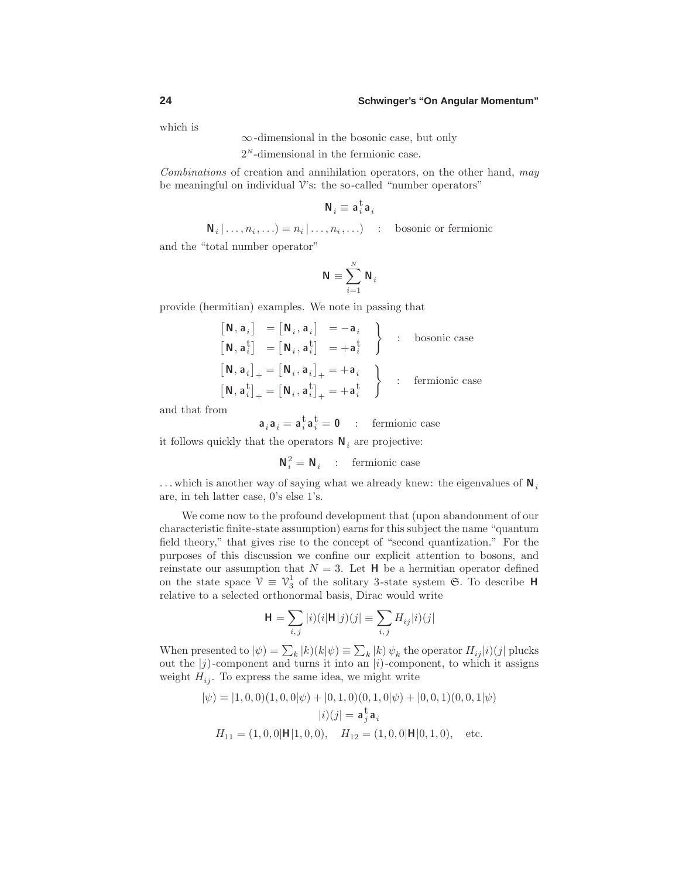which is

$$\infty\text{-dimensional in the bosonic case, but only}$$
$$2^N\text{-dimensional in the fermionic case.}$$

*Combinations* of creation and annihilation operators, on the other hand, *may* be meaningful on individual $\mathcal{V}$'s: the so-called "number operators"

$$\mathsf{N}_i \equiv \mathsf{a}_i^{\mathsf{t}}\mathsf{a}_i$$

$$\mathsf{N}_i\,|\ldots,n_i,\ldots) = n_i\,|\ldots,n_i,\ldots) \quad : \quad \text{bosonic or fermionic}$$

and the "total number operator"

$$\mathsf{N} \equiv \sum_{i=1}^{N} \mathsf{N}_i$$

provide (hermitian) examples. We note in passing that

$$\left.\begin{array}{l} \big[\mathsf{N},\mathsf{a}_i\big] \;\;= \big[\mathsf{N}_i,\mathsf{a}_i\big] \;\;= -\mathsf{a}_i \\ \big[\mathsf{N},\mathsf{a}_i^{\mathsf{t}}\big] \;\;= \big[\mathsf{N}_i,\mathsf{a}_i^{\mathsf{t}}\big] \;\;= +\mathsf{a}_i^{\mathsf{t}} \end{array}\right\} \quad : \quad \text{bosonic case}$$

$$\left.\begin{array}{l} \big[\mathsf{N},\mathsf{a}_i\big]_+ = \big[\mathsf{N}_i,\mathsf{a}_i\big]_+ = +\mathsf{a}_i \\ \big[\mathsf{N},\mathsf{a}_i^{\mathsf{t}}\big]_+ = \big[\mathsf{N}_i,\mathsf{a}_i^{\mathsf{t}}\big]_+ = +\mathsf{a}_i^{\mathsf{t}} \end{array}\right\} \quad : \quad \text{fermionic case}$$

and that from

$$\mathsf{a}_i\mathsf{a}_i = \mathsf{a}_i^{\mathsf{t}}\mathsf{a}_i^{\mathsf{t}} = \mathbf{0} \quad : \quad \text{fermionic case}$$

it follows quickly that the operators $\mathsf{N}_i$ are projective:

$$\mathsf{N}_i^2 = \mathsf{N}_i \quad : \quad \text{fermionic case}$$

...which is another way of saying what we already knew: the eigenvalues of $\mathsf{N}_i$ are, in teh latter case, 0's else 1's.

We come now to the profound development that (upon abandonment of our characteristic finite-state assumption) earns for this subject the name "quantum field theory," that gives rise to the concept of "second quantization." For the purposes of this discussion we confine our explicit attention to bosons, and reinstate our assumption that $N = 3$. Let $\mathsf{H}$ be a hermitian operator defined on the state space $\mathcal{V} \equiv \mathcal{V}_3^1$ of the solitary 3-state system $\mathfrak{S}$. To describe $\mathsf{H}$ relative to a selected orthonormal basis, Dirac would write

$$\mathsf{H} = \sum_{i,j} |i)(i|\mathsf{H}|j)(j| \equiv \sum_{i,j} H_{ij}|i)(j|$$

When presented to $|\psi) = \sum_k |k)(k|\psi) \equiv \sum_k |k)\,\psi_k$ the operator $H_{ij}|i)(j|$ plucks out the $|j)$-component and turns it into an $|i)$-component, to which it assigns weight $H_{ij}$. To express the same idea, we might write

$$|\psi) = |1,0,0)(1,0,0|\psi) + |0,1,0)(0,1,0|\psi) + |0,0,1)(0,0,1|\psi)$$
$$|i)(j| = \mathsf{a}_j^{\mathsf{t}}\mathsf{a}_i$$
$$H_{11} = (1,0,0|\mathsf{H}|1,0,0), \quad H_{12} = (1,0,0|\mathsf{H}|0,1,0), \quad \text{etc.}$$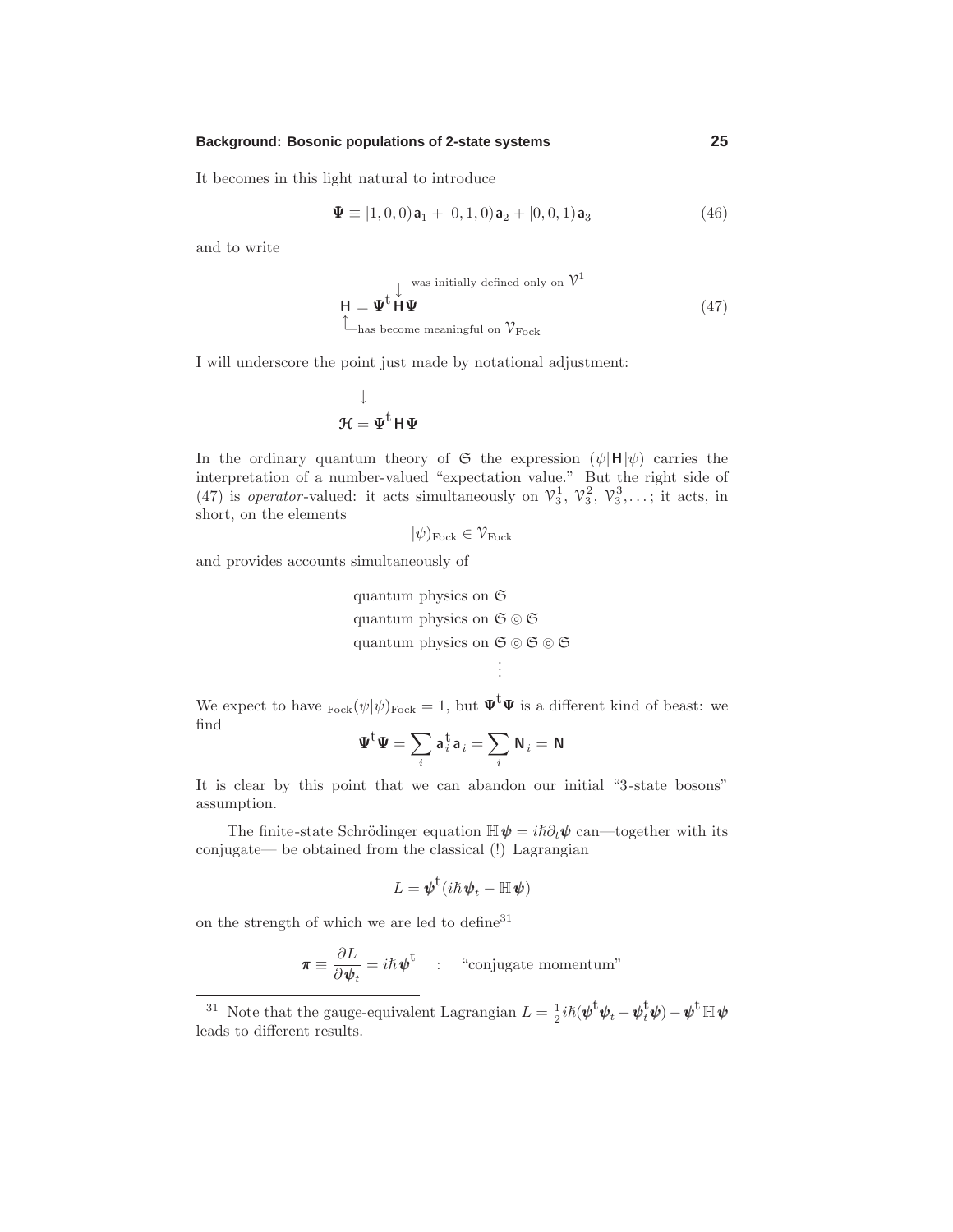It becomes in this light natural to introduce

$$\boldsymbol{\Psi} \equiv |1,0,0)\,\mathsf{a}_1 + |0,1,0)\,\mathsf{a}_2 + |0,0,1)\,\mathsf{a}_3 \tag{46}$$

and to write

$$\mathsf{H} = \boldsymbol{\Psi}^{\mathsf{t}}\,\overset{\downarrow\text{was initially defined only on } \mathcal{V}^1}{\mathsf{H}}\,\boldsymbol{\Psi} \tag{47}$$

$\uparrow$ has become meaningful on $\mathcal{V}_{\text{Fock}}$

I will underscore the point just made by notational adjustment:

$$\overset{\downarrow}{\mathcal{H}} = \boldsymbol{\Psi}^{\mathsf{t}}\,\mathsf{H}\,\boldsymbol{\Psi}$$

In the ordinary quantum theory of $\mathfrak{S}$ the expression $(\psi|\mathsf{H}|\psi)$ carries the interpretation of a number-valued "expectation value." But the right side of (47) is *operator*-valued: it acts simultaneously on $\mathcal{V}_3^1$, $\mathcal{V}_3^2$, $\mathcal{V}_3^3, \ldots$; it acts, in short, on the elements

$$|\psi)_{\text{Fock}} \in \mathcal{V}_{\text{Fock}}$$

and provides accounts simultaneously of

$$\begin{array}{l}\text{quantum physics on } \mathfrak{S}\\ \text{quantum physics on } \mathfrak{S} \circledcirc \mathfrak{S}\\ \text{quantum physics on } \mathfrak{S} \circledcirc \mathfrak{S} \circledcirc \mathfrak{S}\\ \qquad\qquad\vdots\end{array}$$

We expect to have ${}_{\text{Fock}}(\psi|\psi)_{\text{Fock}} = 1$, but $\boldsymbol{\Psi}^{\mathsf{t}}\boldsymbol{\Psi}$ is a different kind of beast: we find

$$\boldsymbol{\Psi}^{\mathsf{t}}\boldsymbol{\Psi} = \sum_i \mathsf{a}_i^{\mathsf{t}}\mathsf{a}_i = \sum_i \mathsf{N}_i = \mathsf{N}$$

It is clear by this point that we can abandon our initial "3-state bosons" assumption.

The finite-state Schrödinger equation $\mathbb{H}\boldsymbol{\psi} = i\hbar\partial_t\boldsymbol{\psi}$ can—together with its conjugate— be obtained from the classical (!) Lagrangian

$$L = \boldsymbol{\psi}^{\mathsf{t}}(i\hbar\,\boldsymbol{\psi}_t - \mathbb{H}\,\boldsymbol{\psi})$$

on the strength of which we are led to define[31]

$$\boldsymbol{\pi} \equiv \frac{\partial L}{\partial \boldsymbol{\psi}_t} = i\hbar\,\boldsymbol{\psi}^{\mathsf{t}} \quad : \quad \text{"conjugate momentum"}$$

---

[31] Note that the gauge-equivalent Lagrangian $L = \frac{1}{2}i\hbar(\boldsymbol{\psi}^{\mathsf{t}}\boldsymbol{\psi}_t - \boldsymbol{\psi}_t^{\mathsf{t}}\boldsymbol{\psi}) - \boldsymbol{\psi}^{\mathsf{t}}\,\mathbb{H}\,\boldsymbol{\psi}$ leads to different results.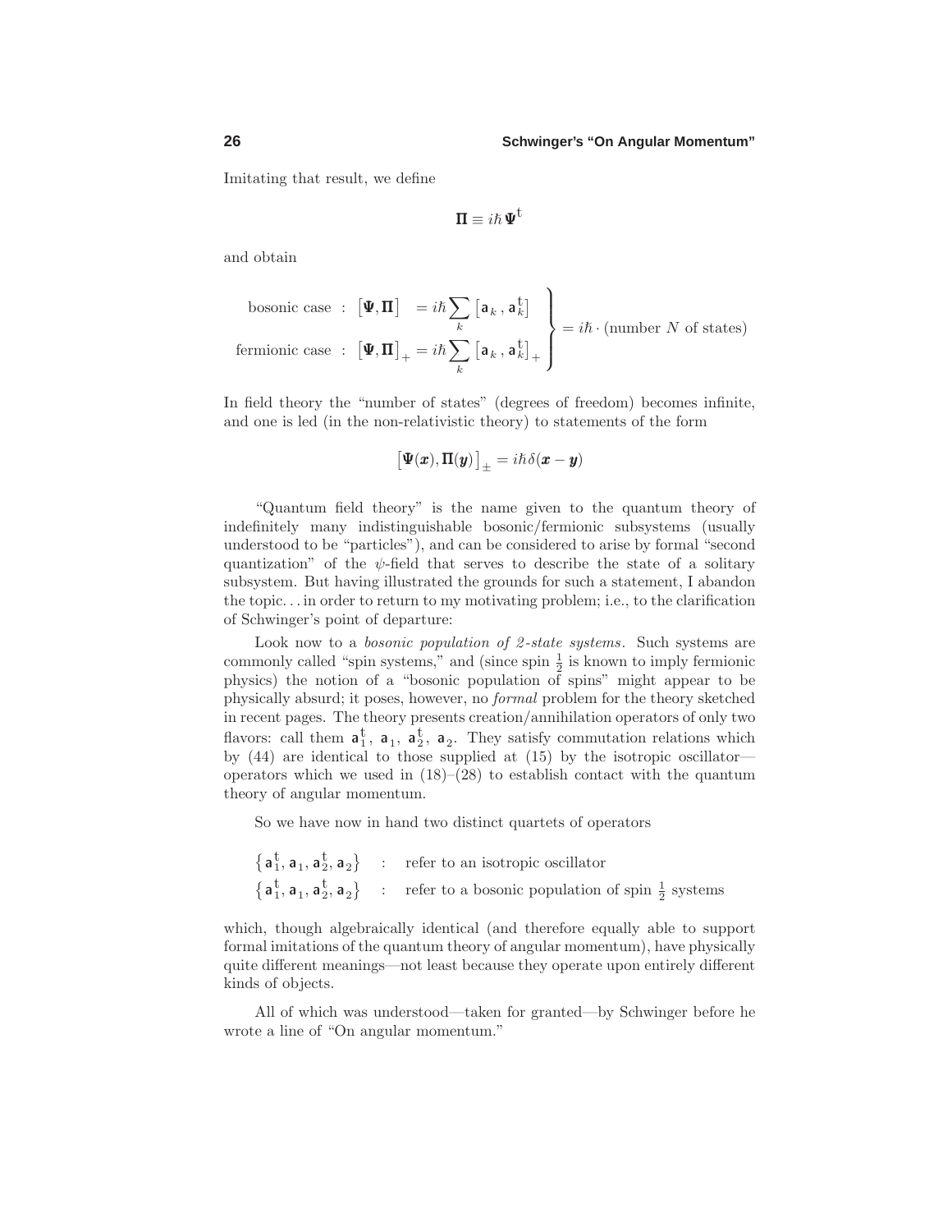Imitating that result, we define

$$\mathbf{\Pi} \equiv i\hbar\, \mathbf{\Psi}^{\text{t}}$$

and obtain

$$\left.\begin{array}{ll}\text{bosonic case} \;:\; \big[\mathbf{\Psi}, \mathbf{\Pi}\big] & = i\hbar \displaystyle\sum_k \big[\mathsf{a}_k\,, \mathsf{a}_k^{\text{t}}\big] \\ \text{fermionic case} \;:\; \big[\mathbf{\Psi}, \mathbf{\Pi}\big]_+ & = i\hbar \displaystyle\sum_k \big[\mathsf{a}_k\,, \mathsf{a}_k^{\text{t}}\big]_+ \end{array}\right\} = i\hbar \cdot (\text{number } N \text{ of states})$$

In field theory the "number of states" (degrees of freedom) becomes infinite, and one is led (in the non-relativistic theory) to statements of the form

$$\big[\mathbf{\Psi}(\boldsymbol{x}), \mathbf{\Pi}(\boldsymbol{y})\big]_{\pm} = i\hbar\,\delta(\boldsymbol{x} - \boldsymbol{y})$$

"Quantum field theory" is the name given to the quantum theory of indefinitely many indistinguishable bosonic/fermionic subsystems (usually understood to be "particles"), and can be considered to arise by formal "second quantization" of the $\psi$-field that serves to describe the state of a solitary subsystem. But having illustrated the grounds for such a statement, I abandon the topic... in order to return to my motivating problem; i.e., to the clarification of Schwinger's point of departure:

Look now to a *bosonic population of 2-state systems*. Such systems are commonly called "spin systems," and (since spin $\frac{1}{2}$ is known to imply fermionic physics) the notion of a "bosonic population of spins" might appear to be physically absurd; it poses, however, no *formal* problem for the theory sketched in recent pages. The theory presents creation/annihilation operators of only two flavors: call them $\mathsf{a}_1^{\text{t}}$, $\mathsf{a}_1$, $\mathsf{a}_2^{\text{t}}$, $\mathsf{a}_2$. They satisfy commutation relations which by (44) are identical to those supplied at (15) by the isotropic oscillator—operators which we used in (18)–(28) to establish contact with the quantum theory of angular momentum.

So we have now in hand two distinct quartets of operators

$\big\{\mathsf{a}_1^{\text{t}}, \mathsf{a}_1, \mathsf{a}_2^{\text{t}}, \mathsf{a}_2\big\}$ : refer to an isotropic oscillator

$\big\{\mathsf{a}_1^{\text{t}}, \mathsf{a}_1, \mathsf{a}_2^{\text{t}}, \mathsf{a}_2\big\}$ : refer to a bosonic population of spin $\frac{1}{2}$ systems

which, though algebraically identical (and therefore equally able to support formal imitations of the quantum theory of angular momentum), have physically quite different meanings—not least because they operate upon entirely different kinds of objects.

All of which was understood—taken for granted—by Schwinger before he wrote a line of "On angular momentum."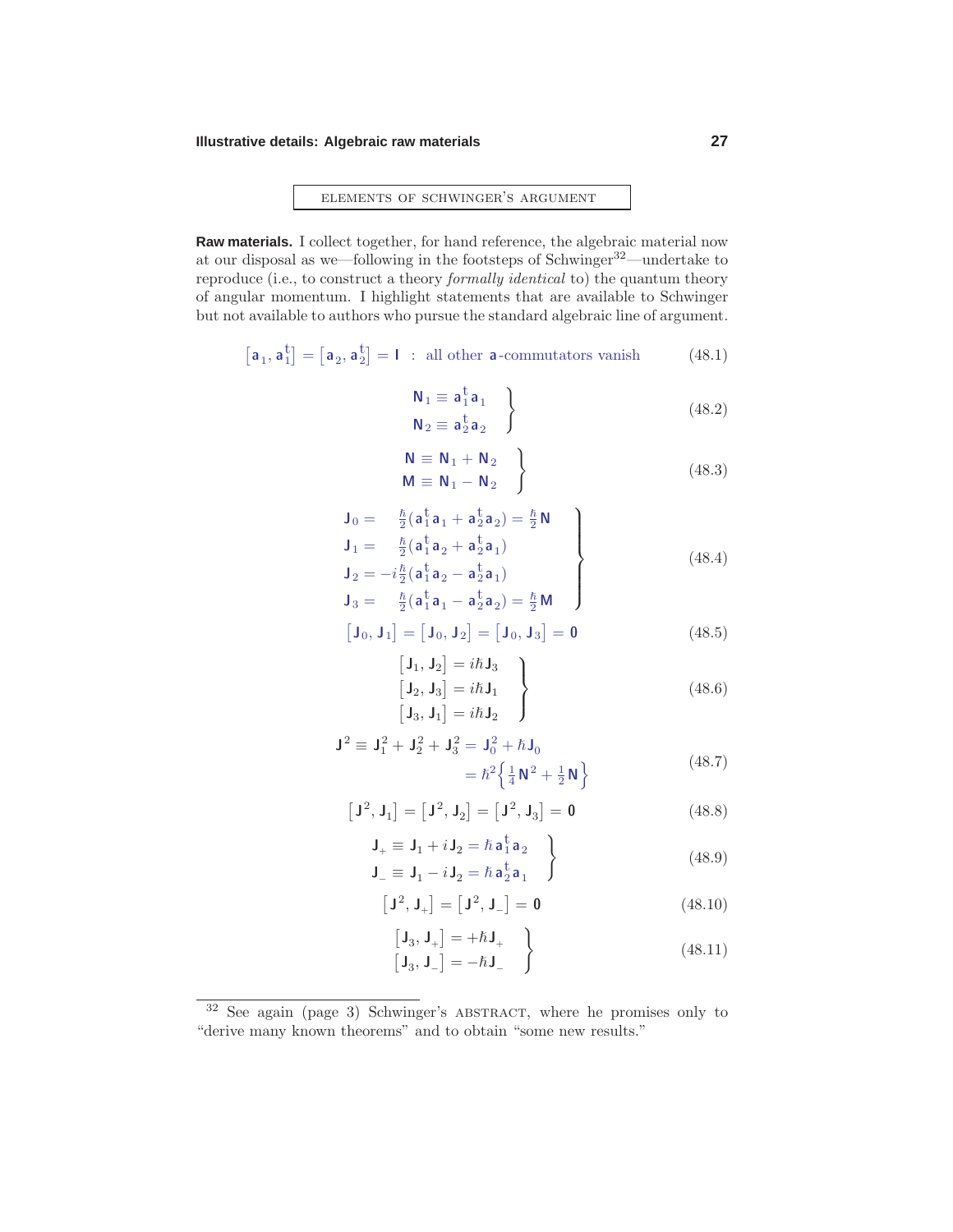## ELEMENTS OF SCHWINGER'S ARGUMENT

**Raw materials.** I collect together, for hand reference, the algebraic material now at our disposal as we—following in the footsteps of Schwinger[32]—undertake to reproduce (i.e., to construct a theory *formally identical* to) the quantum theory of angular momentum. I highlight statements that are available to Schwinger but not available to authors who pursue the standard algebraic line of argument.

$$\big[\mathbf{a}_1, \mathbf{a}_1^{\dagger}\big] = \big[\mathbf{a}_2, \mathbf{a}_2^{\dagger}\big] = \mathbf{I} \ : \ \text{all other } \mathbf{a}\text{-commutators vanish} \tag{48.1}$$

$$\left.\begin{array}{l} \mathbf{N}_1 \equiv \mathbf{a}_1^{\dagger}\mathbf{a}_1 \\ \mathbf{N}_2 \equiv \mathbf{a}_2^{\dagger}\mathbf{a}_2 \end{array}\right\} \tag{48.2}$$

$$\left.\begin{array}{l} \mathbf{N} \equiv \mathbf{N}_1 + \mathbf{N}_2 \\ \mathbf{M} \equiv \mathbf{N}_1 - \mathbf{N}_2 \end{array}\right\} \tag{48.3}$$

$$\left.\begin{array}{ll} \mathbf{J}_0 = & \frac{\hbar}{2}(\mathbf{a}_1^{\dagger}\mathbf{a}_1 + \mathbf{a}_2^{\dagger}\mathbf{a}_2) = \frac{\hbar}{2}\mathbf{N} \\ \mathbf{J}_1 = & \frac{\hbar}{2}(\mathbf{a}_1^{\dagger}\mathbf{a}_2 + \mathbf{a}_2^{\dagger}\mathbf{a}_1) \\ \mathbf{J}_2 = & -i\frac{\hbar}{2}(\mathbf{a}_1^{\dagger}\mathbf{a}_2 - \mathbf{a}_2^{\dagger}\mathbf{a}_1) \\ \mathbf{J}_3 = & \frac{\hbar}{2}(\mathbf{a}_1^{\dagger}\mathbf{a}_1 - \mathbf{a}_2^{\dagger}\mathbf{a}_2) = \frac{\hbar}{2}\mathbf{M} \end{array}\right\} \tag{48.4}$$

$$\big[\mathbf{J}_0, \mathbf{J}_1\big] = \big[\mathbf{J}_0, \mathbf{J}_2\big] = \big[\mathbf{J}_0, \mathbf{J}_3\big] = \mathbf{0} \tag{48.5}$$

$$\left.\begin{array}{l} \big[\mathbf{J}_1, \mathbf{J}_2\big] = i\hbar\mathbf{J}_3 \\ \big[\mathbf{J}_2, \mathbf{J}_3\big] = i\hbar\mathbf{J}_1 \\ \big[\mathbf{J}_3, \mathbf{J}_1\big] = i\hbar\mathbf{J}_2 \end{array}\right\} \tag{48.6}$$

$$\begin{aligned} \mathbf{J}^2 \equiv \mathbf{J}_1^2 + \mathbf{J}_2^2 + \mathbf{J}_3^2 &= \mathbf{J}_0^2 + \hbar\mathbf{J}_0 \\ &= \hbar^2\Big\{\tfrac{1}{4}\mathbf{N}^2 + \tfrac{1}{2}\mathbf{N}\Big\} \end{aligned} \tag{48.7}$$

$$\big[\mathbf{J}^2, \mathbf{J}_1\big] = \big[\mathbf{J}^2, \mathbf{J}_2\big] = \big[\mathbf{J}^2, \mathbf{J}_3\big] = \mathbf{0} \tag{48.8}$$

$$\left.\begin{array}{l} \mathbf{J}_+ \equiv \mathbf{J}_1 + i\mathbf{J}_2 = \hbar\,\mathbf{a}_1^{\dagger}\mathbf{a}_2 \\ \mathbf{J}_- \equiv \mathbf{J}_1 - i\mathbf{J}_2 = \hbar\,\mathbf{a}_2^{\dagger}\mathbf{a}_1 \end{array}\right\} \tag{48.9}$$

$$\big[\mathbf{J}^2, \mathbf{J}_+\big] = \big[\mathbf{J}^2, \mathbf{J}_-\big] = \mathbf{0} \tag{48.10}$$

$$\left.\begin{array}{l} \big[\mathbf{J}_3, \mathbf{J}_+\big] = +\hbar\mathbf{J}_+ \\ \big[\mathbf{J}_3, \mathbf{J}_-\big] = -\hbar\mathbf{J}_- \end{array}\right\} \tag{48.11}$$

---

[32] See again (page 3) Schwinger's ABSTRACT, where he promises only to "derive many known theorems" and to obtain "some new results."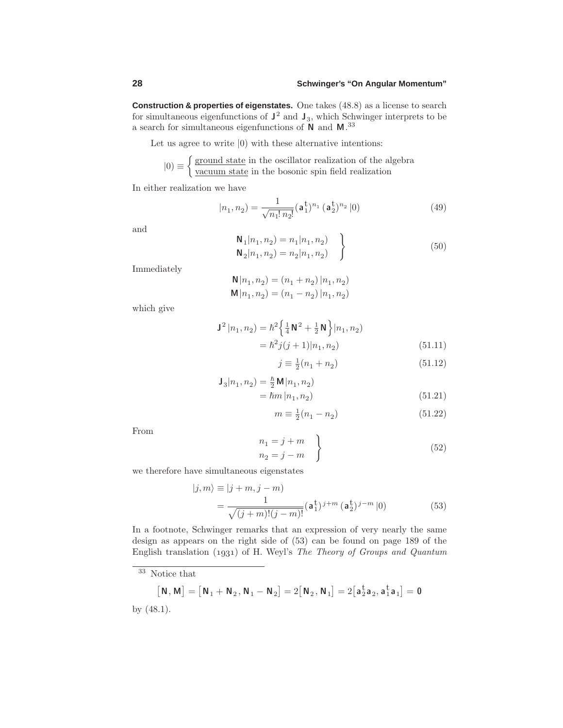**Construction & properties of eigenstates.** One takes (48.8) as a license to search for simultaneous eigenfunctions of $\mathsf{J}^2$ and $\mathsf{J}_3$, which Schwinger interprets to be a search for simultaneous eigenfunctions of $\mathsf{N}$ and $\mathsf{M}$.[33]

Let us agree to write $|0)$ with these alternative intentions:

$$|0) \equiv \begin{cases} \underline{\text{ground state}} \text{ in the oscillator realization of the algebra} \\ \underline{\text{vacuum state}} \text{ in the bosonic spin field realization} \end{cases}$$

In either realization we have

$$|n_1, n_2) = \frac{1}{\sqrt{n_1!\, n_2!}} (\mathsf{a}_1^\dagger)^{n_1} (\mathsf{a}_2^\dagger)^{n_2} |0) \tag{49}$$

and

$$\left.\begin{aligned} \mathsf{N}_1 |n_1, n_2) &= n_1 |n_1, n_2) \\ \mathsf{N}_2 |n_1, n_2) &= n_2 |n_1, n_2) \end{aligned}\right\} \tag{50}$$

Immediately

$$\begin{aligned} \mathsf{N} |n_1, n_2) &= (n_1 + n_2)\, |n_1, n_2) \\ \mathsf{M} |n_1, n_2) &= (n_1 - n_2)\, |n_1, n_2) \end{aligned}$$

which give

$$\begin{aligned} \mathsf{J}^2 |n_1, n_2) &= \hbar^2 \Big\{ \tfrac{1}{4} \mathsf{N}^2 + \tfrac{1}{2} \mathsf{N} \Big\} |n_1, n_2) \\ &= \hbar^2 j(j+1) |n_1, n_2) \end{aligned} \tag{51.11}$$

$$j \equiv \tfrac{1}{2}(n_1 + n_2) \tag{51.12}$$

$$\begin{aligned} \mathsf{J}_3 |n_1, n_2) &= \tfrac{\hbar}{2} \mathsf{M} |n_1, n_2) \\ &= \hbar m\, |n_1, n_2) \end{aligned} \tag{51.21}$$

$$m \equiv \tfrac{1}{2}(n_1 - n_2) \tag{51.22}$$

From

$$\left.\begin{aligned} n_1 &= j + m \\ n_2 &= j - m \end{aligned}\right\} \tag{52}$$

we therefore have simultaneous eigenstates

$$\begin{aligned} |j, m\rangle &\equiv |j + m, j - m) \\ &= \frac{1}{\sqrt{(j+m)!(j-m)!}} (\mathsf{a}_1^\dagger)^{j+m} (\mathsf{a}_2^\dagger)^{j-m} |0) \end{aligned} \tag{53}$$

In a footnote, Schwinger remarks that an expression of very nearly the same design as appears on the right side of (53) can be found on page 189 of the English translation (1931) of H. Weyl's *The Theory of Groups and Quantum*

---

[33] Notice that

$$\big[\mathsf{N}, \mathsf{M}\big] = \big[\mathsf{N}_1 + \mathsf{N}_2, \mathsf{N}_1 - \mathsf{N}_2\big] = 2\big[\mathsf{N}_2, \mathsf{N}_1\big] = 2\big[\mathsf{a}_2^\dagger \mathsf{a}_2, \mathsf{a}_1^\dagger \mathsf{a}_1\big] = \mathbf{0}$$

by (48.1).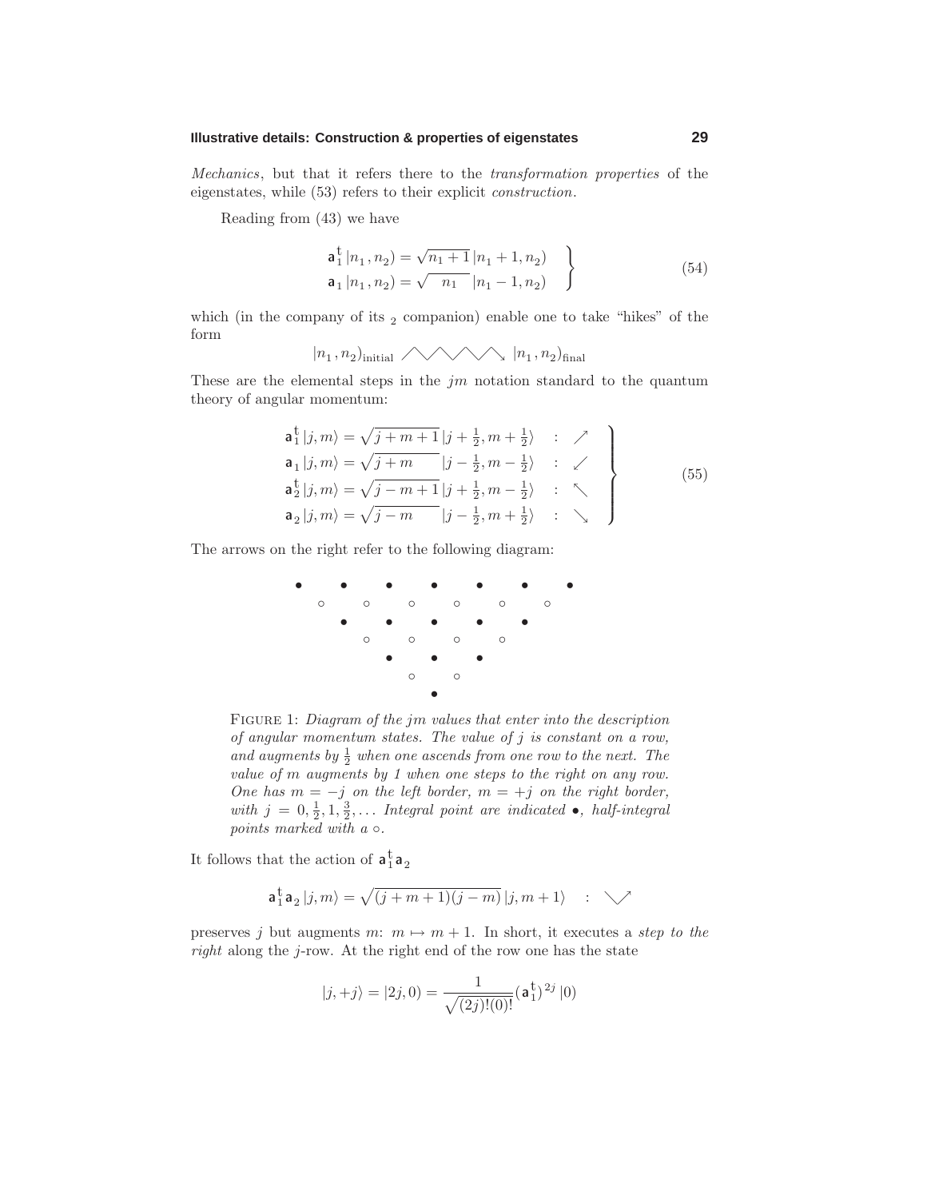*Mechanics*, but that it refers there to the *transformation properties* of the eigenstates, while (53) refers to their explicit *construction*.

Reading from (43) we have

$$\left.\begin{aligned} \mathsf{a}_1^\dagger\,|n_1,n_2) &= \sqrt{n_1+1}\,|n_1+1,n_2) \\ \mathsf{a}_1\,|n_1,n_2) &= \sqrt{\phantom{+}n_1\phantom{+}}\,|n_1-1,n_2) \end{aligned}\right\} \tag{54}$$

which (in the company of its $_2$ companion) enable one to take "hikes" of the form

$$|n_1,n_2)_{\text{initial}} \;\diagup\!\diagdown\!\diagup\!\diagdown\!\diagup\!\diagdown\!\diagup\!\searrow\; |n_1,n_2)_{\text{final}}$$

These are the elemental steps in the $jm$ notation standard to the quantum theory of angular momentum:

$$\left.\begin{aligned} \mathsf{a}_1^\dagger\,|j,m\rangle &= \sqrt{j+m+1}\,|j+\tfrac{1}{2},m+\tfrac{1}{2}\rangle &&: \nearrow \\ \mathsf{a}_1\,|j,m\rangle &= \sqrt{j+m}\,|j-\tfrac{1}{2},m-\tfrac{1}{2}\rangle &&: \swarrow \\ \mathsf{a}_2^\dagger\,|j,m\rangle &= \sqrt{j-m+1}\,|j+\tfrac{1}{2},m-\tfrac{1}{2}\rangle &&: \nwarrow \\ \mathsf{a}_2\,|j,m\rangle &= \sqrt{j-m}\,|j-\tfrac{1}{2},m+\tfrac{1}{2}\rangle &&: \searrow \end{aligned}\right\} \tag{55}$$

The arrows on the right refer to the following diagram:

```
•     •     •     •     •     •     •
   ○     ○     ○     ○     ○     ○
      •     •     •     •     •
         ○     ○     ○     ○
            •     •     •
               ○     ○
                  •
```

FIGURE 1: *Diagram of the $jm$ values that enter into the description of angular momentum states. The value of $j$ is constant on a row, and augments by $\frac{1}{2}$ when one ascends from one row to the next. The value of $m$ augments by 1 when one steps to the right on any row. One has $m=-j$ on the left border, $m=+j$ on the right border, with $j=0,\frac{1}{2},1,\frac{3}{2},\ldots$ Integral point are indicated •, half-integral points marked with a ○.*

It follows that the action of $\mathsf{a}_1^\dagger\mathsf{a}_2$

$$\mathsf{a}_1^\dagger\mathsf{a}_2\,|j,m\rangle = \sqrt{(j+m+1)(j-m)}\,|j,m+1\rangle \quad : \;\searrow\!\nearrow$$

preserves $j$ but augments $m$: $m \mapsto m+1$. In short, it executes a *step to the right* along the $j$-row. At the right end of the row one has the state

$$|j,+j\rangle = |2j,0) = \frac{1}{\sqrt{(2j)!(0)!}}(\mathsf{a}_1^\dagger)^{2j}\,|0)$$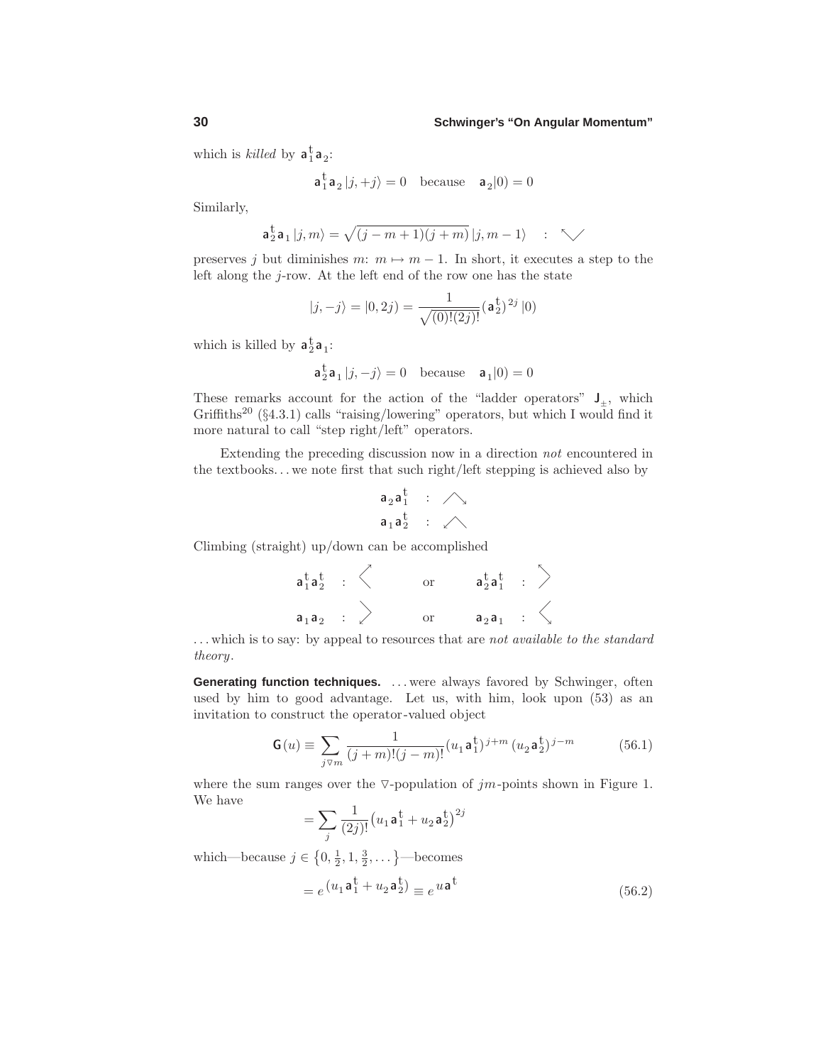which is *killed* by $\mathsf{a}_1^{\mathsf{t}}\mathsf{a}_2$:

$$\mathsf{a}_1^{\mathsf{t}}\mathsf{a}_2\,|j,+j) = 0 \quad \text{because} \quad \mathsf{a}_2|0) = 0$$

Similarly,

$$\mathsf{a}_2^{\mathsf{t}}\mathsf{a}_1\,|j,m) = \sqrt{(j-m+1)(j+m)}\,|j,m-1) \quad : \quad \nwarrow\!\diagdown\!\diagup$$

preserves $j$ but diminishes $m$: $m \mapsto m-1$. In short, it executes a step to the left along the $j$-row. At the left end of the row one has the state

$$|j,-j) = |0,2j) = \frac{1}{\sqrt{(0)!(2j)!}}(\mathsf{a}_2^{\mathsf{t}})^{2j}\,|0)$$

which is killed by $\mathsf{a}_2^{\mathsf{t}}\mathsf{a}_1$:

$$\mathsf{a}_2^{\mathsf{t}}\mathsf{a}_1\,|j,-j) = 0 \quad \text{because} \quad \mathsf{a}_1|0) = 0$$

These remarks account for the action of the "ladder operators" $\mathsf{J}_{\pm}$, which Griffiths[20] (§4.3.1) calls "raising/lowering" operators, but which I would find it more natural to call "step right/left" operators.

Extending the preceding discussion now in a direction *not* encountered in the textbooks... we note first that such right/left stepping is achieved also by

$$\mathsf{a}_2\mathsf{a}_1^{\mathsf{t}} \quad : \quad \diagup\!\searrow$$
$$\mathsf{a}_1\mathsf{a}_2^{\mathsf{t}} \quad : \quad \swarrow\!\diagdown$$

Climbing (straight) up/down can be accomplished

$$\mathsf{a}_1^{\mathsf{t}}\mathsf{a}_2^{\mathsf{t}} \quad : \quad \langle \!\nearrow \qquad \text{or} \qquad \mathsf{a}_2^{\mathsf{t}}\mathsf{a}_1^{\mathsf{t}} \quad : \quad \nwarrow\!\rangle$$

$$\mathsf{a}_1\mathsf{a}_2 \quad : \quad \rangle\!\swarrow \qquad \text{or} \qquad \mathsf{a}_2\mathsf{a}_1 \quad : \quad \langle\!\searrow$$

... which is to say: by appeal to resources that are *not available to the standard theory*.

**Generating function techniques.** ... were always favored by Schwinger, often used by him to good advantage. Let us, with him, look upon (53) as an invitation to construct the operator-valued object

$$\mathsf{G}(u) \equiv \sum_{j\triangledown m}\frac{1}{(j+m)!(j-m)!}(u_1\mathsf{a}_1^{\mathsf{t}})^{j+m}(u_2\mathsf{a}_2^{\mathsf{t}})^{j-m} \tag{56.1}$$

where the sum ranges over the $\triangledown$-population of $jm$-points shown in Figure 1. We have

$$= \sum_j \frac{1}{(2j)!}\big(u_1\mathsf{a}_1^{\mathsf{t}} + u_2\mathsf{a}_2^{\mathsf{t}}\big)^{2j}$$

which—because $j \in \{0, \frac{1}{2}, 1, \frac{3}{2}, \dots\}$—becomes

$$= e^{\,(u_1\mathsf{a}_1^{\mathsf{t}} + u_2\mathsf{a}_2^{\mathsf{t}})} \equiv e^{\,u\mathsf{a}^{\mathsf{t}}} \tag{56.2}$$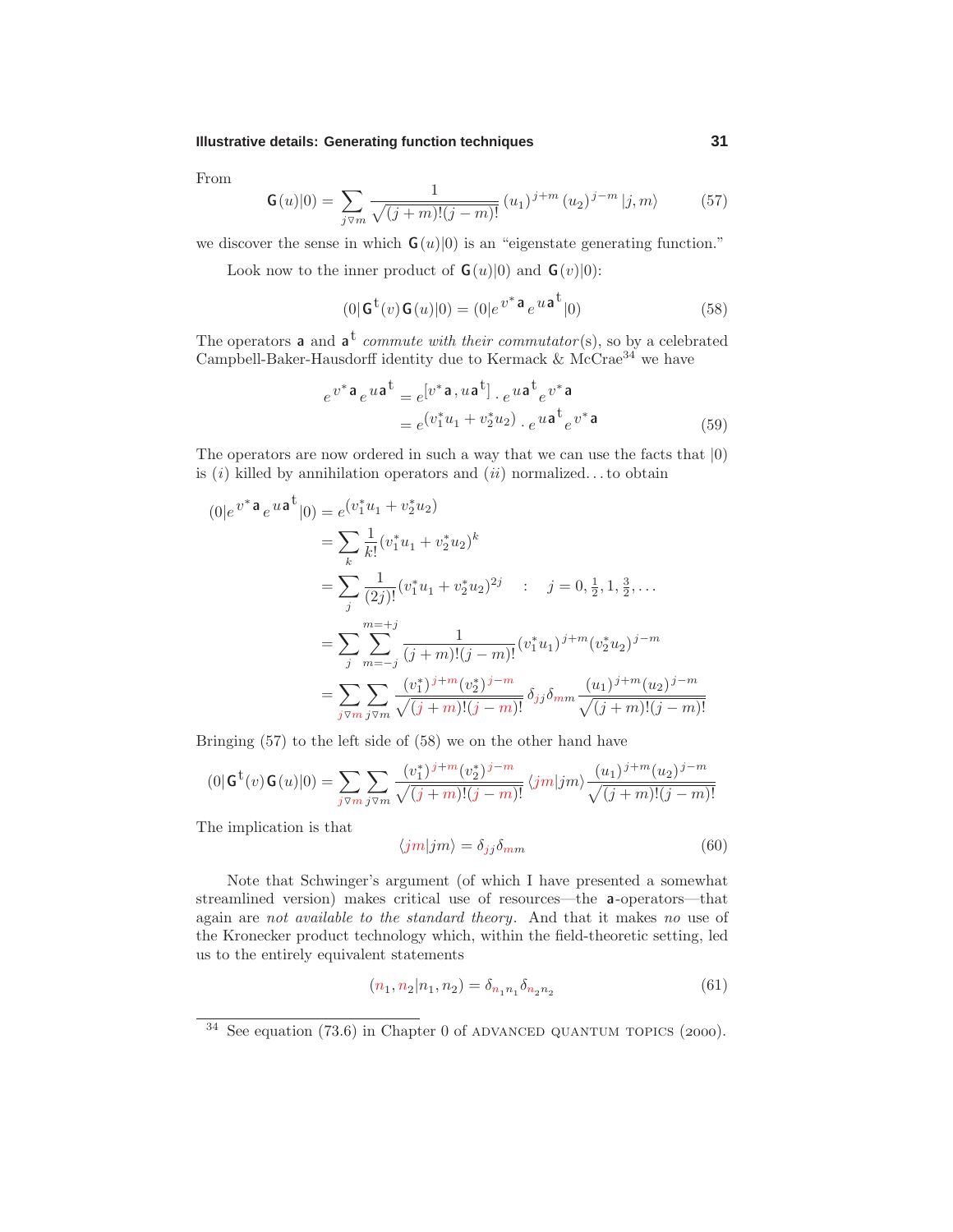From

$$\mathbf{G}(u)|0) = \sum_{j\triangledown m} \frac{1}{\sqrt{(j+m)!(j-m)!}}\,(u_1)^{j+m}\,(u_2)^{j-m}\,|j,m\rangle \tag{57}$$

we discover the sense in which $\mathbf{G}(u)|0)$ is an "eigenstate generating function."

Look now to the inner product of $\mathbf{G}(u)|0)$ and $\mathbf{G}(v)|0)$:

$$(0|\mathbf{G}^{\mathsf{t}}(v)\,\mathbf{G}(u)|0) = (0|e^{\,v^*\mathbf{a}}e^{\,u\mathbf{a}^{\mathsf{t}}}|0) \tag{58}$$

The operators $\mathbf{a}$ and $\mathbf{a}^{\mathsf{t}}$ *commute with their commutator*(s), so by a celebrated Campbell-Baker-Hausdorff identity due to Kermack & McCrae[34] we have

$$\begin{aligned} e^{\,v^*\mathbf{a}}e^{\,u\mathbf{a}^{\mathsf{t}}} &= e^{[v^*\mathbf{a},\,u\mathbf{a}^{\mathsf{t}}]}\cdot e^{\,u\mathbf{a}^{\mathsf{t}}}e^{\,v^*\mathbf{a}} \\ &= e^{(v_1^*u_1 + v_2^*u_2)}\cdot e^{\,u\mathbf{a}^{\mathsf{t}}}e^{\,v^*\mathbf{a}} \end{aligned} \tag{59}$$

The operators are now ordered in such a way that we can use the facts that $|0)$ is $(i)$ killed by annihilation operators and $(ii)$ normalized...to obtain

$$\begin{aligned} (0|e^{\,v^*\mathbf{a}}e^{\,u\mathbf{a}^{\mathsf{t}}}|0) &= e^{(v_1^*u_1 + v_2^*u_2)} \\ &= \sum_k \frac{1}{k!}(v_1^*u_1 + v_2^*u_2)^k \\ &= \sum_j \frac{1}{(2j)!}(v_1^*u_1 + v_2^*u_2)^{2j} \quad : \quad j = 0, \tfrac{1}{2}, 1, \tfrac{3}{2}, \ldots \\ &= \sum_j \sum_{m=-j}^{m=+j} \frac{1}{(j+m)!(j-m)!}(v_1^*u_1)^{j+m}(v_2^*u_2)^{j-m} \\ &= \sum_{j\triangledown m}\sum_{j\triangledown m} \frac{(v_1^*)^{j+m}(v_2^*)^{j-m}}{\sqrt{(j+m)!(j-m)!}}\,\delta_{jj}\delta_{mm}\,\frac{(u_1)^{j+m}(u_2)^{j-m}}{\sqrt{(j+m)!(j-m)!}} \end{aligned}$$

Bringing (57) to the left side of (58) we on the other hand have

$$(0|\mathbf{G}^{\mathsf{t}}(v)\,\mathbf{G}(u)|0) = \sum_{j\triangledown m}\sum_{j\triangledown m} \frac{(v_1^*)^{j+m}(v_2^*)^{j-m}}{\sqrt{(j+m)!(j-m)!}}\,\langle jm|jm\rangle\,\frac{(u_1)^{j+m}(u_2)^{j-m}}{\sqrt{(j+m)!(j-m)!}}$$

The implication is that

$$\langle jm|jm\rangle = \delta_{jj}\delta_{mm} \tag{60}$$

Note that Schwinger's argument (of which I have presented a somewhat streamlined version) makes critical use of resources—the $\mathbf{a}$-operators—that again are *not available to the standard theory*. And that it makes *no* use of the Kronecker product technology which, within the field-theoretic setting, led us to the entirely equivalent statements

$$(n_1, n_2|n_1, n_2) = \delta_{n_1 n_1}\delta_{n_2 n_2} \tag{61}$$

---

[34] See equation (73.6) in Chapter 0 of ADVANCED QUANTUM TOPICS (2000).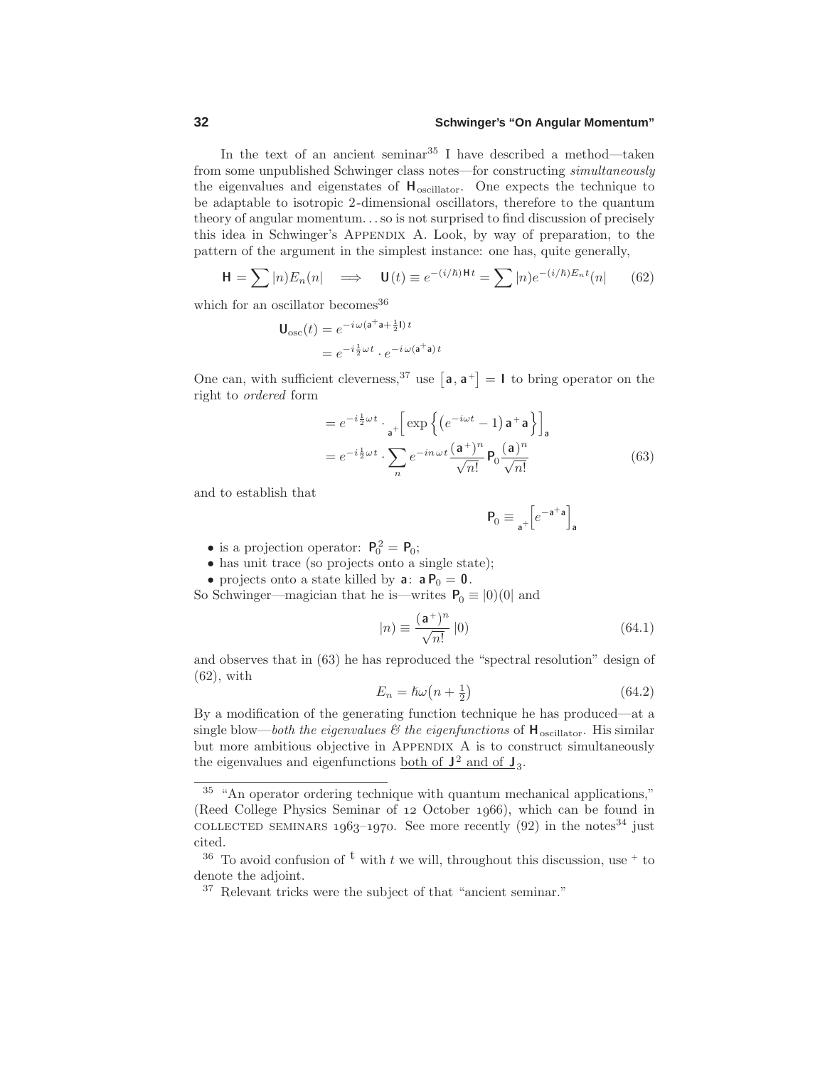In the text of an ancient seminar[35] I have described a method—taken from some unpublished Schwinger class notes—for constructing *simultaneously* the eigenvalues and eigenstates of $\mathsf{H}_{\text{oscillator}}$. One expects the technique to be adaptable to isotropic 2-dimensional oscillators, therefore to the quantum theory of angular momentum. . . so is not surprised to find discussion of precisely this idea in Schwinger's Appendix A. Look, by way of preparation, to the pattern of the argument in the simplest instance: one has, quite generally,

$$\mathsf{H} = \sum |n)E_n(n| \quad \Longrightarrow \quad \mathsf{U}(t) \equiv e^{-(i/\hbar)\mathsf{H}t} = \sum |n)e^{-(i/\hbar)E_n t}(n| \tag{62}$$

which for an oscillator becomes[36]

$$\begin{aligned}\mathsf{U}_{\text{osc}}(t) &= e^{-i\omega(\mathsf{a}^+\mathsf{a}+\frac{1}{2}\mathsf{I})\,t}\\ &= e^{-i\frac{1}{2}\omega t}\cdot e^{-i\omega(\mathsf{a}^+\mathsf{a})\,t}\end{aligned}$$

One can, with sufficient cleverness,[37] use $\big[\mathsf{a},\mathsf{a}^+\big] = \mathsf{I}$ to bring operator on the right to *ordered* form

$$\begin{aligned}&= e^{-i\frac{1}{2}\omega t}\cdot {}_{\mathsf{a}^+}\!\Big[\exp\Big\{\big(e^{-i\omega t}-1\big)\,\mathsf{a}^+\mathsf{a}\Big\}\Big]_{\mathsf{a}}\\ &= e^{-i\frac{1}{2}\omega t}\cdot\sum_n e^{-in\,\omega t}\frac{(\mathsf{a}^+)^n}{\sqrt{n!}}\,\mathsf{P}_0\,\frac{(\mathsf{a})^n}{\sqrt{n!}}\end{aligned} \tag{63}$$

and to establish that

$$\mathsf{P}_0 \equiv {}_{\mathsf{a}^+}\!\Big[e^{-\mathsf{a}^+\mathsf{a}}\Big]_{\mathsf{a}}$$

- is a projection operator: $\mathsf{P}_0^2 = \mathsf{P}_0$;
- has unit trace (so projects onto a single state);
- projects onto a state killed by $\mathsf{a}$: $\mathsf{a}\,\mathsf{P}_0 = \mathbf{0}$.

So Schwinger—magician that he is—writes $\mathsf{P}_0 \equiv |0)(0|$ and

$$|n) \equiv \frac{(\mathsf{a}^+)^n}{\sqrt{n!}}\,|0) \tag{64.1}$$

and observes that in (63) he has reproduced the "spectral resolution" design of (62), with

$$E_n = \hbar\omega\big(n+\tfrac{1}{2}\big) \tag{64.2}$$

By a modification of the generating function technique he has produced—at a single blow—*both the eigenvalues & the eigenfunctions* of $\mathsf{H}_{\text{oscillator}}$. His similar but more ambitious objective in Appendix A is to construct simultaneously the eigenvalues and eigenfunctions <u>both of $\mathsf{J}^2$ and of $\mathsf{J}_3$</u>.

---

[35] "An operator ordering technique with quantum mechanical applications," (Reed College Physics Seminar of 12 October 1966), which can be found in collected seminars 1963–1970. See more recently (92) in the notes[34] just cited.

[36] To avoid confusion of $^{\mathsf{t}}$ with $t$ we will, throughout this discussion, use $^+$ to denote the adjoint.

[37] Relevant tricks were the subject of that "ancient seminar."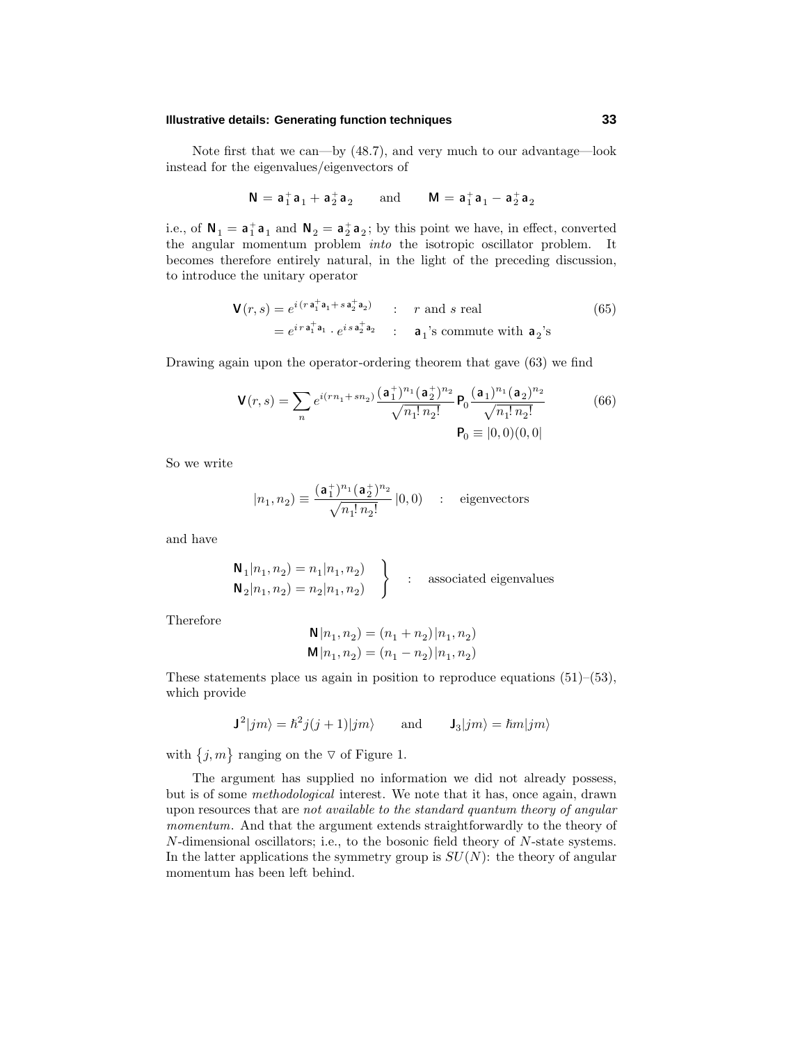Note first that we can—by (48.7), and very much to our advantage—look instead for the eigenvalues/eigenvectors of

$$\mathsf{N} = \mathsf{a}_1^+\mathsf{a}_1 + \mathsf{a}_2^+\mathsf{a}_2 \qquad \text{and} \qquad \mathsf{M} = \mathsf{a}_1^+\mathsf{a}_1 - \mathsf{a}_2^+\mathsf{a}_2$$

i.e., of $\mathsf{N}_1 = \mathsf{a}_1^+\mathsf{a}_1$ and $\mathsf{N}_2 = \mathsf{a}_2^+\mathsf{a}_2$; by this point we have, in effect, converted the angular momentum problem *into* the isotropic oscillator problem. It becomes therefore entirely natural, in the light of the preceding discussion, to introduce the unitary operator

$$\begin{aligned}\mathsf{V}(r,s) &= e^{i(r\,\mathsf{a}_1^+\mathsf{a}_1 + s\,\mathsf{a}_2^+\mathsf{a}_2)} \quad &&: \quad r \text{ and } s \text{ real} \\ &= e^{i\,r\,\mathsf{a}_1^+\mathsf{a}_1}\cdot e^{i\,s\,\mathsf{a}_2^+\mathsf{a}_2} \quad &&: \quad \mathsf{a}_1\text{'s commute with } \mathsf{a}_2\text{'s}\end{aligned} \tag{65}$$

Drawing again upon the operator-ordering theorem that gave (63) we find

$$\mathsf{V}(r,s) = \sum_n e^{i(rn_1+sn_2)}\frac{(\mathsf{a}_1^+)^{n_1}(\mathsf{a}_2^+)^{n_2}}{\sqrt{n_1!\,n_2!}}\,\mathsf{P}_0\,\frac{(\mathsf{a}_1)^{n_1}(\mathsf{a}_2)^{n_2}}{\sqrt{n_1!\,n_2!}} \tag{66}$$

$$\mathsf{P}_0 \equiv |0,0)(0,0|$$

So we write

$$|n_1,n_2) \equiv \frac{(\mathsf{a}_1^+)^{n_1}(\mathsf{a}_2^+)^{n_2}}{\sqrt{n_1!\,n_2!}}\,|0,0) \quad : \quad \text{eigenvectors}$$

and have

$$\left.\begin{aligned}\mathsf{N}_1|n_1,n_2) &= n_1|n_1,n_2) \\ \mathsf{N}_2|n_1,n_2) &= n_2|n_1,n_2)\end{aligned}\right\} \quad : \quad \text{associated eigenvalues}$$

Therefore

$$\begin{aligned}\mathsf{N}\,|n_1,n_2) &= (n_1+n_2)\,|n_1,n_2) \\ \mathsf{M}\,|n_1,n_2) &= (n_1-n_2)\,|n_1,n_2)\end{aligned}$$

These statements place us again in position to reproduce equations (51)–(53), which provide

$$\mathsf{J}^2|jm\rangle = \hbar^2 j(j+1)|jm\rangle \qquad \text{and} \qquad \mathsf{J}_3|jm\rangle = \hbar m|jm\rangle$$

with $\{j,m\}$ ranging on the $\triangledown$ of Figure 1.

The argument has supplied no information we did not already possess, but is of some *methodological* interest. We note that it has, once again, drawn upon resources that are *not available to the standard quantum theory of angular momentum*. And that the argument extends straightforwardly to the theory of $N$-dimensional oscillators; i.e., to the bosonic field theory of $N$-state systems. In the latter applications the symmetry group is $SU(N)$: the theory of angular momentum has been left behind.